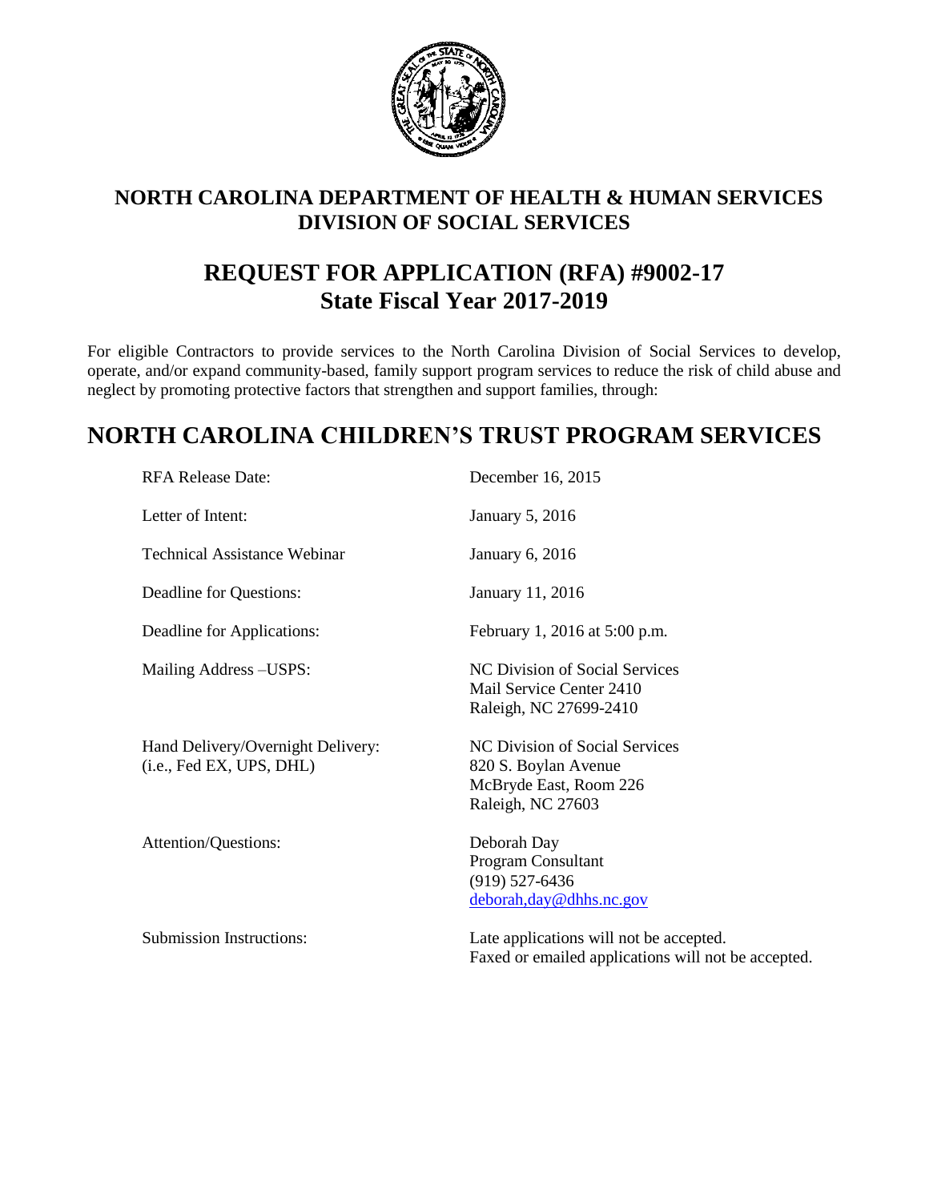# NORTH CAROLINA DEPARTMENT OF HEALTH & HUMAN SERVICES
# DIVISION OF SOCIAL SERVICES

## REQUEST FOR APPLICATION (RFA) #9002-17
## State Fiscal Year 2017-2019

For eligible Contractors to provide services to the North Carolina Division of Social Services to develop, operate, and/or expand community-based, family support program services to reduce the risk of child abuse and neglect by promoting protective factors that strengthen and support families, through:

# NORTH CAROLINA CHILDREN'S TRUST PROGRAM SERVICES

| | |
|---|---|
| RFA Release Date: | December 16, 2015 |
| Letter of Intent: | January 5, 2016 |
| Technical Assistance Webinar | January 6, 2016 |
| Deadline for Questions: | January 11, 2016 |
| Deadline for Applications: | February 1, 2016 at 5:00 p.m. |
| Mailing Address –USPS: | NC Division of Social Services<br>Mail Service Center 2410<br>Raleigh, NC 27699-2410 |
| Hand Delivery/Overnight Delivery:<br>(i.e., Fed EX, UPS, DHL) | NC Division of Social Services<br>820 S. Boylan Avenue<br>McBryde East, Room 226<br>Raleigh, NC 27603 |
| Attention/Questions: | Deborah Day<br>Program Consultant<br>(919) 527-6436<br>deborah,day@dhhs.nc.gov |
| Submission Instructions: | Late applications will not be accepted.<br>Faxed or emailed applications will not be accepted. |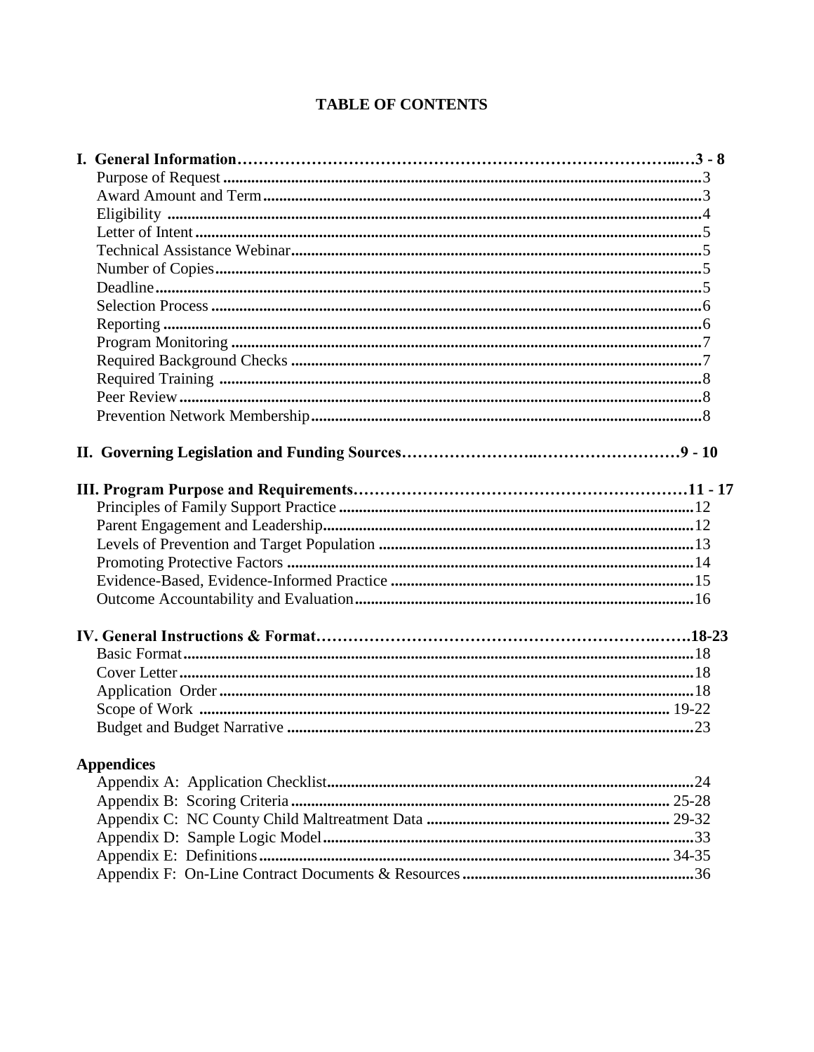# TABLE OF CONTENTS

**I. General Information……………………………………………………………………..…3 - 8**

- Purpose of Request .......................................................................................................3
- Award Amount and Term .............................................................................................3
- Eligibility .....................................................................................................................4
- Letter of Intent ..............................................................................................................5
- Technical Assistance Webinar.......................................................................................5
- Number of Copies.........................................................................................................5
- Deadline........................................................................................................................5
- Selection Process ..........................................................................................................6
- Reporting ......................................................................................................................6
- Program Monitoring .....................................................................................................7
- Required Background Checks .......................................................................................7
- Required Training .........................................................................................................8
- Peer Review ..................................................................................................................8
- Prevention Network Membership.................................................................................8

**II. Governing Legislation and Funding Sources……………………..………………………9 - 10**

**III. Program Purpose and Requirements…………………………………………………………11 - 17**

- Principles of Family Support Practice .........................................................................12
- Parent Engagement and Leadership.............................................................................12
- Levels of Prevention and Target Population ...............................................................13
- Promoting Protective Factors ......................................................................................14
- Evidence-Based, Evidence-Informed Practice ............................................................15
- Outcome Accountability and Evaluation.....................................................................16

**IV. General Instructions & Format……………………………………………………….…….18-23**

- Basic Format................................................................................................................18
- Cover Letter.................................................................................................................18
- Application Order .......................................................................................................18
- Scope of Work ........................................................................................................ 19-22
- Budget and Budget Narrative .....................................................................................23

**Appendices**

- Appendix A: Application Checklist...........................................................................24
- Appendix B: Scoring Criteria ............................................................................... 25-28
- Appendix C: NC County Child Maltreatment Data ............................................... 29-32
- Appendix D: Sample Logic Model.............................................................................33
- Appendix E: Definitions ....................................................................................... 34-35
- Appendix F: On-Line Contract Documents & Resources ..........................................36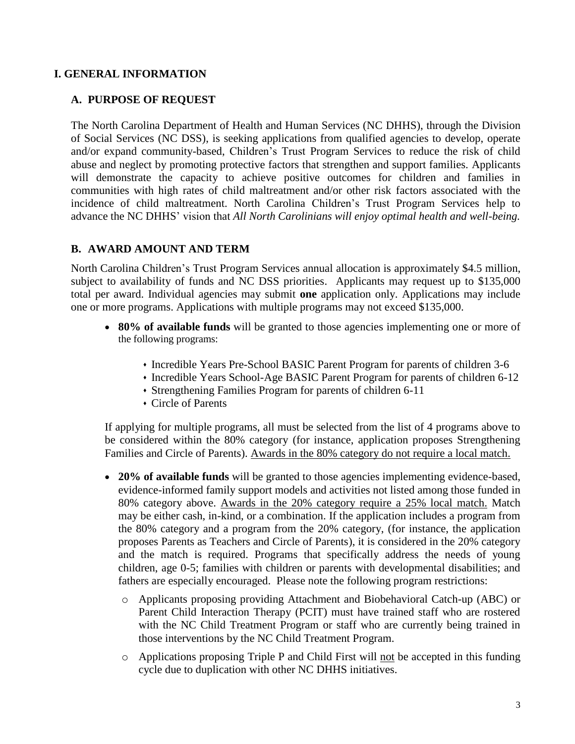# I. GENERAL INFORMATION

## A. PURPOSE OF REQUEST

The North Carolina Department of Health and Human Services (NC DHHS), through the Division of Social Services (NC DSS), is seeking applications from qualified agencies to develop, operate and/or expand community-based, Children's Trust Program Services to reduce the risk of child abuse and neglect by promoting protective factors that strengthen and support families. Applicants will demonstrate the capacity to achieve positive outcomes for children and families in communities with high rates of child maltreatment and/or other risk factors associated with the incidence of child maltreatment. North Carolina Children's Trust Program Services help to advance the NC DHHS' vision that *All North Carolinians will enjoy optimal health and well-being.*

## B. AWARD AMOUNT AND TERM

North Carolina Children's Trust Program Services annual allocation is approximately $4.5 million, subject to availability of funds and NC DSS priorities. Applicants may request up to $135,000 total per award. Individual agencies may submit **one** application only. Applications may include one or more programs. Applications with multiple programs may not exceed $135,000.

- **80% of available funds** will be granted to those agencies implementing one or more of the following programs:
  - Incredible Years Pre-School BASIC Parent Program for parents of children 3-6
  - Incredible Years School-Age BASIC Parent Program for parents of children 6-12
  - Strengthening Families Program for parents of children 6-11
  - Circle of Parents

  If applying for multiple programs, all must be selected from the list of 4 programs above to be considered within the 80% category (for instance, application proposes Strengthening Families and Circle of Parents). Awards in the 80% category do not require a local match.

- **20% of available funds** will be granted to those agencies implementing evidence-based, evidence-informed family support models and activities not listed among those funded in 80% category above. Awards in the 20% category require a 25% local match. Match may be either cash, in-kind, or a combination. If the application includes a program from the 80% category and a program from the 20% category, (for instance, the application proposes Parents as Teachers and Circle of Parents), it is considered in the 20% category and the match is required. Programs that specifically address the needs of young children, age 0-5; families with children or parents with developmental disabilities; and fathers are especially encouraged. Please note the following program restrictions:
  - Applicants proposing providing Attachment and Biobehavioral Catch-up (ABC) or Parent Child Interaction Therapy (PCIT) must have trained staff who are rostered with the NC Child Treatment Program or staff who are currently being trained in those interventions by the NC Child Treatment Program.
  - Applications proposing Triple P and Child First will not be accepted in this funding cycle due to duplication with other NC DHHS initiatives.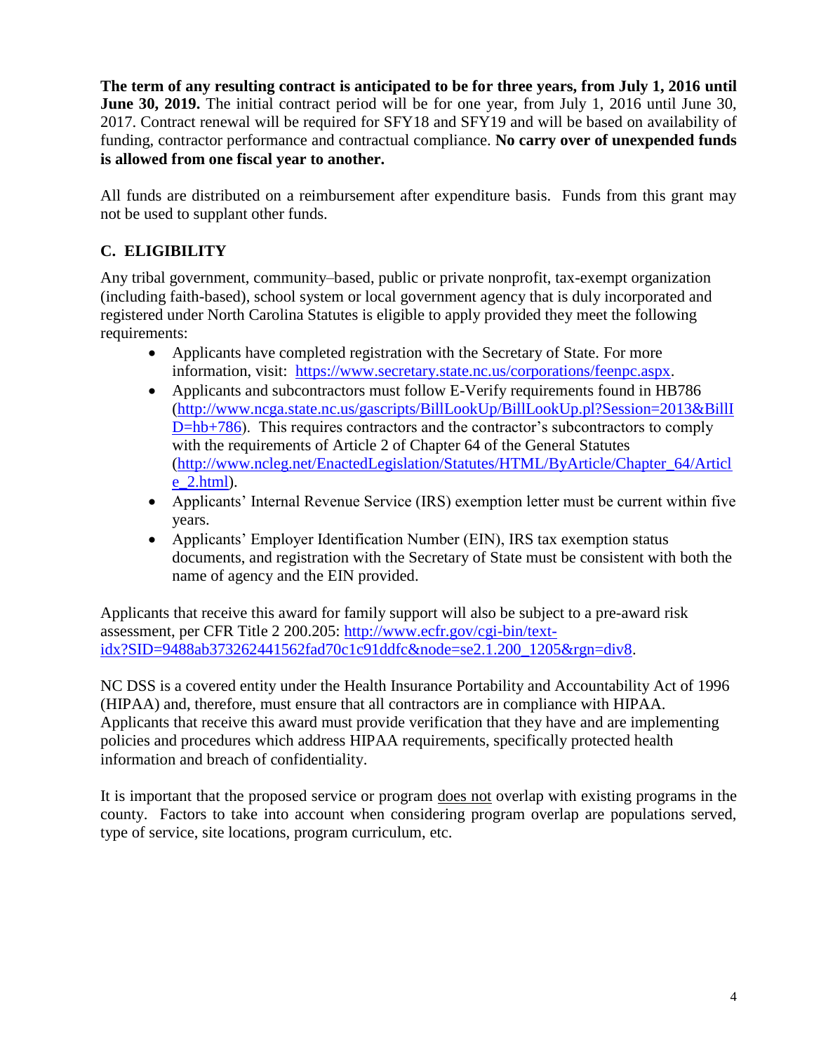**The term of any resulting contract is anticipated to be for three years, from July 1, 2016 until June 30, 2019.** The initial contract period will be for one year, from July 1, 2016 until June 30, 2017. Contract renewal will be required for SFY18 and SFY19 and will be based on availability of funding, contractor performance and contractual compliance. **No carry over of unexpended funds is allowed from one fiscal year to another.**

All funds are distributed on a reimbursement after expenditure basis. Funds from this grant may not be used to supplant other funds.

## C. ELIGIBILITY

Any tribal government, community–based, public or private nonprofit, tax-exempt organization (including faith-based), school system or local government agency that is duly incorporated and registered under North Carolina Statutes is eligible to apply provided they meet the following requirements:

- Applicants have completed registration with the Secretary of State. For more information, visit: https://www.secretary.state.nc.us/corporations/feenpc.aspx.
- Applicants and subcontractors must follow E-Verify requirements found in HB786 (http://www.ncga.state.nc.us/gascripts/BillLookUp/BillLookUp.pl?Session=2013&BillID=hb+786). This requires contractors and the contractor's subcontractors to comply with the requirements of Article 2 of Chapter 64 of the General Statutes (http://www.ncleg.net/EnactedLegislation/Statutes/HTML/ByArticle/Chapter_64/Article_2.html).
- Applicants' Internal Revenue Service (IRS) exemption letter must be current within five years.
- Applicants' Employer Identification Number (EIN), IRS tax exemption status documents, and registration with the Secretary of State must be consistent with both the name of agency and the EIN provided.

Applicants that receive this award for family support will also be subject to a pre-award risk assessment, per CFR Title 2 200.205: http://www.ecfr.gov/cgi-bin/text-idx?SID=9488ab373262441562fad70c1c91ddfc&node=se2.1.200_1205&rgn=div8.

NC DSS is a covered entity under the Health Insurance Portability and Accountability Act of 1996 (HIPAA) and, therefore, must ensure that all contractors are in compliance with HIPAA. Applicants that receive this award must provide verification that they have and are implementing policies and procedures which address HIPAA requirements, specifically protected health information and breach of confidentiality.

It is important that the proposed service or program does not overlap with existing programs in the county. Factors to take into account when considering program overlap are populations served, type of service, site locations, program curriculum, etc.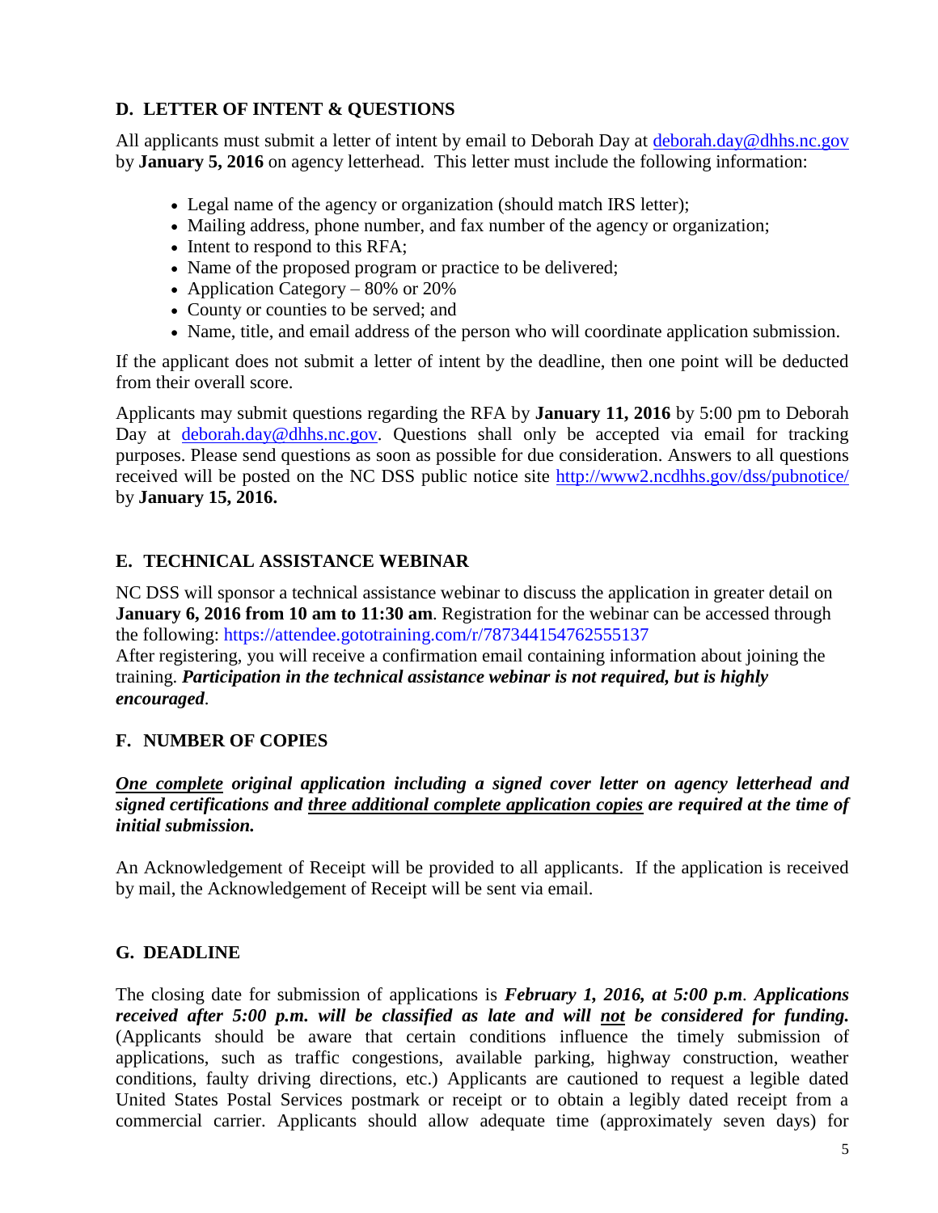## D. LETTER OF INTENT & QUESTIONS

All applicants must submit a letter of intent by email to Deborah Day at deborah.day@dhhs.nc.gov by **January 5, 2016** on agency letterhead. This letter must include the following information:

- Legal name of the agency or organization (should match IRS letter);
- Mailing address, phone number, and fax number of the agency or organization;
- Intent to respond to this RFA;
- Name of the proposed program or practice to be delivered;
- Application Category – 80% or 20%
- County or counties to be served; and
- Name, title, and email address of the person who will coordinate application submission.

If the applicant does not submit a letter of intent by the deadline, then one point will be deducted from their overall score.

Applicants may submit questions regarding the RFA by **January 11, 2016** by 5:00 pm to Deborah Day at deborah.day@dhhs.nc.gov. Questions shall only be accepted via email for tracking purposes. Please send questions as soon as possible for due consideration. Answers to all questions received will be posted on the NC DSS public notice site http://www2.ncdhhs.gov/dss/pubnotice/ by **January 15, 2016.**

## E. TECHNICAL ASSISTANCE WEBINAR

NC DSS will sponsor a technical assistance webinar to discuss the application in greater detail on **January 6, 2016 from 10 am to 11:30 am**. Registration for the webinar can be accessed through the following: https://attendee.gototraining.com/r/787344154762555137

After registering, you will receive a confirmation email containing information about joining the training. ***Participation in the technical assistance webinar is not required, but is highly encouraged***.

## F. NUMBER OF COPIES

***One complete original application including a signed cover letter on agency letterhead and signed certifications and three additional complete application copies are required at the time of initial submission.***

An Acknowledgement of Receipt will be provided to all applicants. If the application is received by mail, the Acknowledgement of Receipt will be sent via email.

## G. DEADLINE

The closing date for submission of applications is ***February 1, 2016, at 5:00 p.m***. ***Applications received after 5:00 p.m. will be classified as late and will not be considered for funding.*** (Applicants should be aware that certain conditions influence the timely submission of applications, such as traffic congestions, available parking, highway construction, weather conditions, faulty driving directions, etc.) Applicants are cautioned to request a legible dated United States Postal Services postmark or receipt or to obtain a legibly dated receipt from a commercial carrier. Applicants should allow adequate time (approximately seven days) for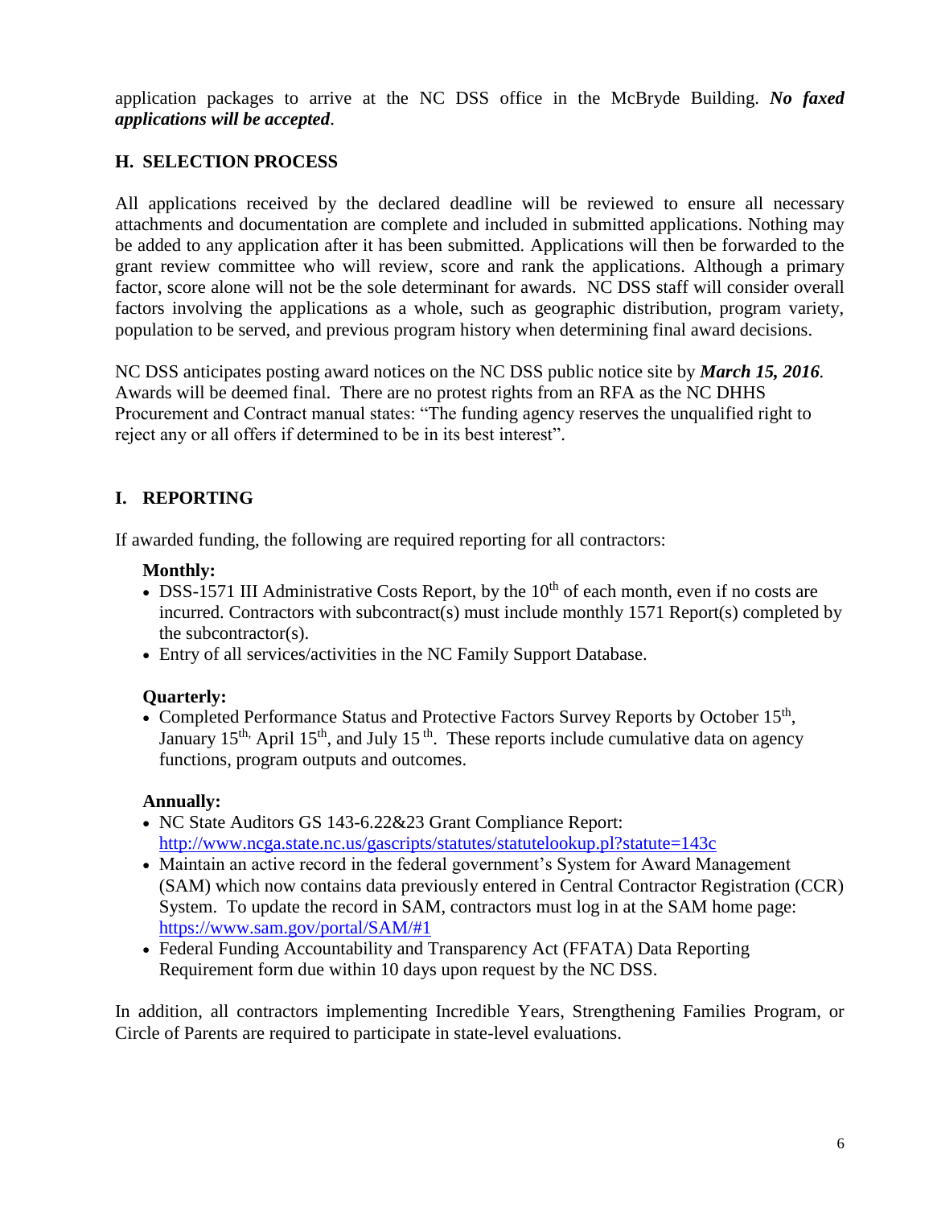application packages to arrive at the NC DSS office in the McBryde Building. ***No faxed applications will be accepted***.

## H. SELECTION PROCESS

All applications received by the declared deadline will be reviewed to ensure all necessary attachments and documentation are complete and included in submitted applications. Nothing may be added to any application after it has been submitted. Applications will then be forwarded to the grant review committee who will review, score and rank the applications. Although a primary factor, score alone will not be the sole determinant for awards. NC DSS staff will consider overall factors involving the applications as a whole, such as geographic distribution, program variety, population to be served, and previous program history when determining final award decisions.

NC DSS anticipates posting award notices on the NC DSS public notice site by ***March 15, 2016***. Awards will be deemed final. There are no protest rights from an RFA as the NC DHHS Procurement and Contract manual states: "The funding agency reserves the unqualified right to reject any or all offers if determined to be in its best interest".

## I. REPORTING

If awarded funding, the following are required reporting for all contractors:

**Monthly:**

- DSS-1571 III Administrative Costs Report, by the 10th of each month, even if no costs are incurred. Contractors with subcontract(s) must include monthly 1571 Report(s) completed by the subcontractor(s).
- Entry of all services/activities in the NC Family Support Database.

**Quarterly:**

- Completed Performance Status and Protective Factors Survey Reports by October 15th, January 15th, April 15th, and July 15th. These reports include cumulative data on agency functions, program outputs and outcomes.

**Annually:**

- NC State Auditors GS 143-6.22&23 Grant Compliance Report: http://www.ncga.state.nc.us/gascripts/statutes/statutelookup.pl?statute=143c
- Maintain an active record in the federal government's System for Award Management (SAM) which now contains data previously entered in Central Contractor Registration (CCR) System. To update the record in SAM, contractors must log in at the SAM home page: https://www.sam.gov/portal/SAM/#1
- Federal Funding Accountability and Transparency Act (FFATA) Data Reporting Requirement form due within 10 days upon request by the NC DSS.

In addition, all contractors implementing Incredible Years, Strengthening Families Program, or Circle of Parents are required to participate in state-level evaluations.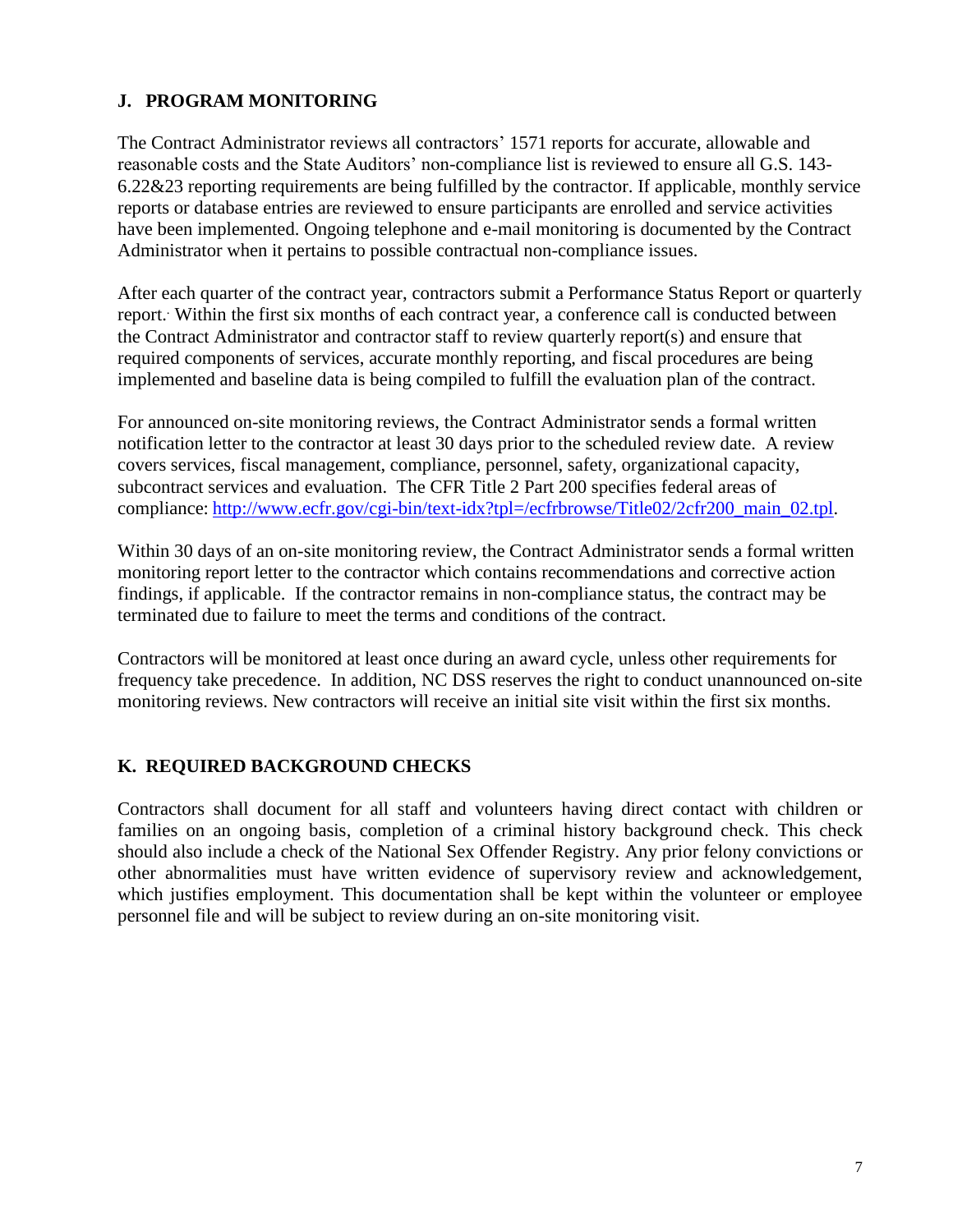## J. PROGRAM MONITORING

The Contract Administrator reviews all contractors' 1571 reports for accurate, allowable and reasonable costs and the State Auditors' non-compliance list is reviewed to ensure all G.S. 143-6.22&23 reporting requirements are being fulfilled by the contractor. If applicable, monthly service reports or database entries are reviewed to ensure participants are enrolled and service activities have been implemented. Ongoing telephone and e-mail monitoring is documented by the Contract Administrator when it pertains to possible contractual non-compliance issues.

After each quarter of the contract year, contractors submit a Performance Status Report or quarterly report. Within the first six months of each contract year, a conference call is conducted between the Contract Administrator and contractor staff to review quarterly report(s) and ensure that required components of services, accurate monthly reporting, and fiscal procedures are being implemented and baseline data is being compiled to fulfill the evaluation plan of the contract.

For announced on-site monitoring reviews, the Contract Administrator sends a formal written notification letter to the contractor at least 30 days prior to the scheduled review date. A review covers services, fiscal management, compliance, personnel, safety, organizational capacity, subcontract services and evaluation. The CFR Title 2 Part 200 specifies federal areas of compliance: http://www.ecfr.gov/cgi-bin/text-idx?tpl=/ecfrbrowse/Title02/2cfr200_main_02.tpl.

Within 30 days of an on-site monitoring review, the Contract Administrator sends a formal written monitoring report letter to the contractor which contains recommendations and corrective action findings, if applicable. If the contractor remains in non-compliance status, the contract may be terminated due to failure to meet the terms and conditions of the contract.

Contractors will be monitored at least once during an award cycle, unless other requirements for frequency take precedence. In addition, NC DSS reserves the right to conduct unannounced on-site monitoring reviews. New contractors will receive an initial site visit within the first six months.

## K. REQUIRED BACKGROUND CHECKS

Contractors shall document for all staff and volunteers having direct contact with children or families on an ongoing basis, completion of a criminal history background check. This check should also include a check of the National Sex Offender Registry. Any prior felony convictions or other abnormalities must have written evidence of supervisory review and acknowledgement, which justifies employment. This documentation shall be kept within the volunteer or employee personnel file and will be subject to review during an on-site monitoring visit.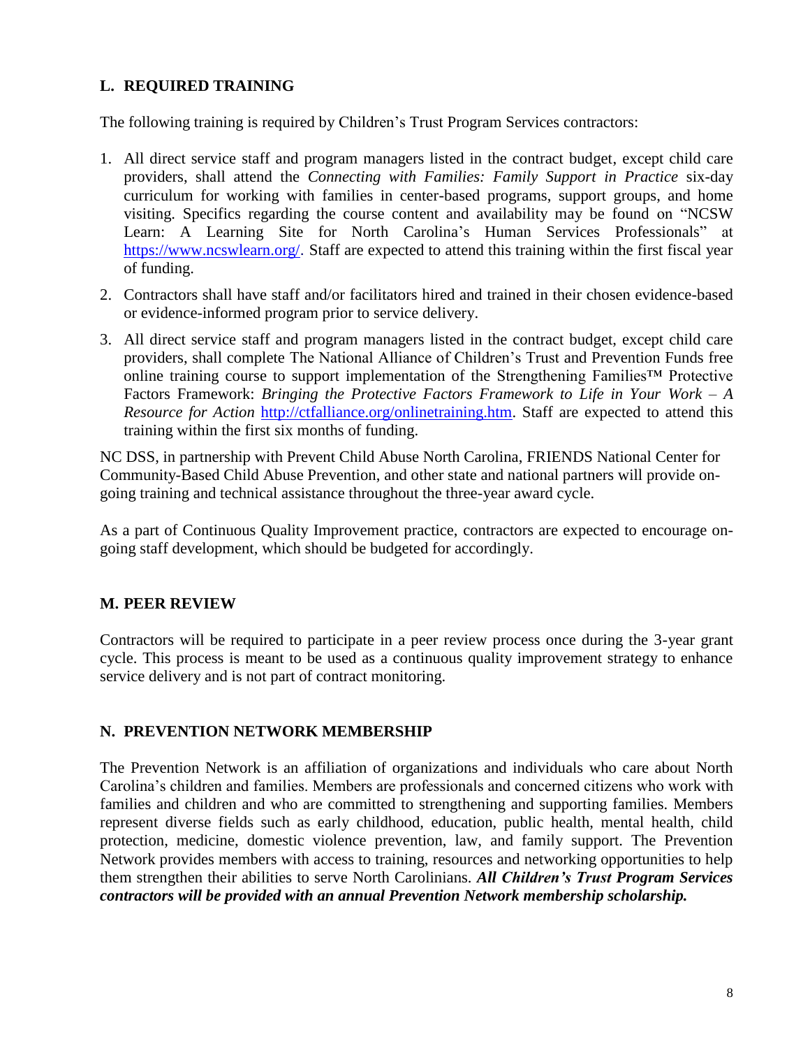## L. REQUIRED TRAINING

The following training is required by Children's Trust Program Services contractors:

1. All direct service staff and program managers listed in the contract budget, except child care providers, shall attend the *Connecting with Families: Family Support in Practice* six-day curriculum for working with families in center-based programs, support groups, and home visiting. Specifics regarding the course content and availability may be found on "NCSW Learn: A Learning Site for North Carolina's Human Services Professionals" at https://www.ncswlearn.org/. Staff are expected to attend this training within the first fiscal year of funding.
2. Contractors shall have staff and/or facilitators hired and trained in their chosen evidence-based or evidence-informed program prior to service delivery.
3. All direct service staff and program managers listed in the contract budget, except child care providers, shall complete The National Alliance of Children's Trust and Prevention Funds free online training course to support implementation of the Strengthening Families™ Protective Factors Framework: *Bringing the Protective Factors Framework to Life in Your Work – A Resource for Action* http://ctfalliance.org/onlinetraining.htm. Staff are expected to attend this training within the first six months of funding.

NC DSS, in partnership with Prevent Child Abuse North Carolina, FRIENDS National Center for Community-Based Child Abuse Prevention, and other state and national partners will provide on-going training and technical assistance throughout the three-year award cycle.

As a part of Continuous Quality Improvement practice, contractors are expected to encourage on-going staff development, which should be budgeted for accordingly.

## M. PEER REVIEW

Contractors will be required to participate in a peer review process once during the 3-year grant cycle. This process is meant to be used as a continuous quality improvement strategy to enhance service delivery and is not part of contract monitoring.

## N. PREVENTION NETWORK MEMBERSHIP

The Prevention Network is an affiliation of organizations and individuals who care about North Carolina's children and families. Members are professionals and concerned citizens who work with families and children and who are committed to strengthening and supporting families. Members represent diverse fields such as early childhood, education, public health, mental health, child protection, medicine, domestic violence prevention, law, and family support. The Prevention Network provides members with access to training, resources and networking opportunities to help them strengthen their abilities to serve North Carolinians. ***All Children's Trust Program Services contractors will be provided with an annual Prevention Network membership scholarship.***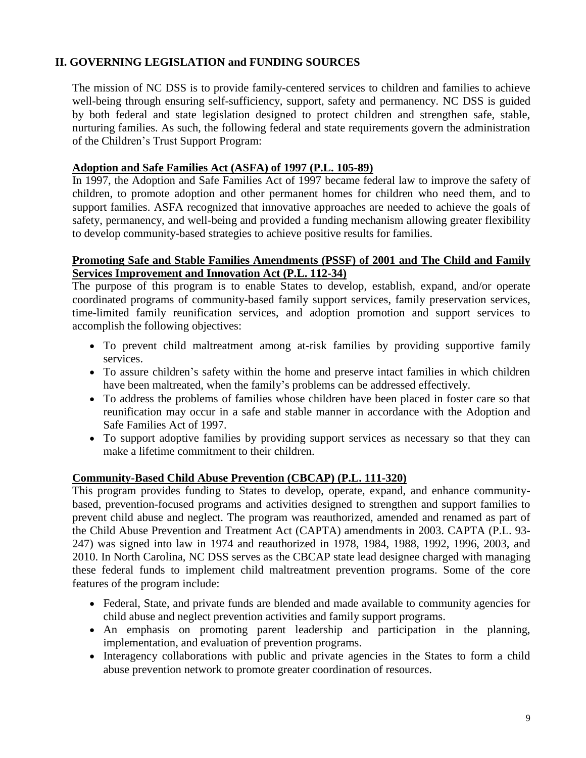## II. GOVERNING LEGISLATION and FUNDING SOURCES

The mission of NC DSS is to provide family-centered services to children and families to achieve well-being through ensuring self-sufficiency, support, safety and permanency. NC DSS is guided by both federal and state legislation designed to protect children and strengthen safe, stable, nurturing families. As such, the following federal and state requirements govern the administration of the Children's Trust Support Program:

### Adoption and Safe Families Act (ASFA) of 1997 (P.L. 105-89)

In 1997, the Adoption and Safe Families Act of 1997 became federal law to improve the safety of children, to promote adoption and other permanent homes for children who need them, and to support families. ASFA recognized that innovative approaches are needed to achieve the goals of safety, permanency, and well-being and provided a funding mechanism allowing greater flexibility to develop community-based strategies to achieve positive results for families.

### Promoting Safe and Stable Families Amendments (PSSF) of 2001 and The Child and Family Services Improvement and Innovation Act (P.L. 112-34)

The purpose of this program is to enable States to develop, establish, expand, and/or operate coordinated programs of community-based family support services, family preservation services, time-limited family reunification services, and adoption promotion and support services to accomplish the following objectives:

- To prevent child maltreatment among at-risk families by providing supportive family services.
- To assure children's safety within the home and preserve intact families in which children have been maltreated, when the family's problems can be addressed effectively.
- To address the problems of families whose children have been placed in foster care so that reunification may occur in a safe and stable manner in accordance with the Adoption and Safe Families Act of 1997.
- To support adoptive families by providing support services as necessary so that they can make a lifetime commitment to their children.

### Community-Based Child Abuse Prevention (CBCAP) (P.L. 111-320)

This program provides funding to States to develop, operate, expand, and enhance community-based, prevention-focused programs and activities designed to strengthen and support families to prevent child abuse and neglect. The program was reauthorized, amended and renamed as part of the Child Abuse Prevention and Treatment Act (CAPTA) amendments in 2003. CAPTA (P.L. 93-247) was signed into law in 1974 and reauthorized in 1978, 1984, 1988, 1992, 1996, 2003, and 2010. In North Carolina, NC DSS serves as the CBCAP state lead designee charged with managing these federal funds to implement child maltreatment prevention programs. Some of the core features of the program include:

- Federal, State, and private funds are blended and made available to community agencies for child abuse and neglect prevention activities and family support programs.
- An emphasis on promoting parent leadership and participation in the planning, implementation, and evaluation of prevention programs.
- Interagency collaborations with public and private agencies in the States to form a child abuse prevention network to promote greater coordination of resources.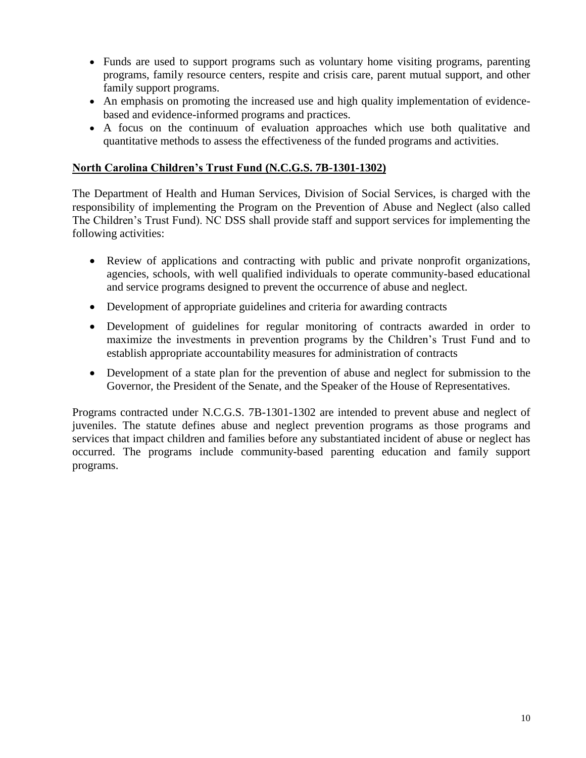- Funds are used to support programs such as voluntary home visiting programs, parenting programs, family resource centers, respite and crisis care, parent mutual support, and other family support programs.
- An emphasis on promoting the increased use and high quality implementation of evidence-based and evidence-informed programs and practices.
- A focus on the continuum of evaluation approaches which use both qualitative and quantitative methods to assess the effectiveness of the funded programs and activities.

**<u>North Carolina Children's Trust Fund (N.C.G.S. 7B-1301-1302)</u>**

The Department of Health and Human Services, Division of Social Services, is charged with the responsibility of implementing the Program on the Prevention of Abuse and Neglect (also called The Children's Trust Fund). NC DSS shall provide staff and support services for implementing the following activities:

- Review of applications and contracting with public and private nonprofit organizations, agencies, schools, with well qualified individuals to operate community-based educational and service programs designed to prevent the occurrence of abuse and neglect.
- Development of appropriate guidelines and criteria for awarding contracts
- Development of guidelines for regular monitoring of contracts awarded in order to maximize the investments in prevention programs by the Children's Trust Fund and to establish appropriate accountability measures for administration of contracts
- Development of a state plan for the prevention of abuse and neglect for submission to the Governor, the President of the Senate, and the Speaker of the House of Representatives.

Programs contracted under N.C.G.S. 7B-1301-1302 are intended to prevent abuse and neglect of juveniles. The statute defines abuse and neglect prevention programs as those programs and services that impact children and families before any substantiated incident of abuse or neglect has occurred. The programs include community-based parenting education and family support programs.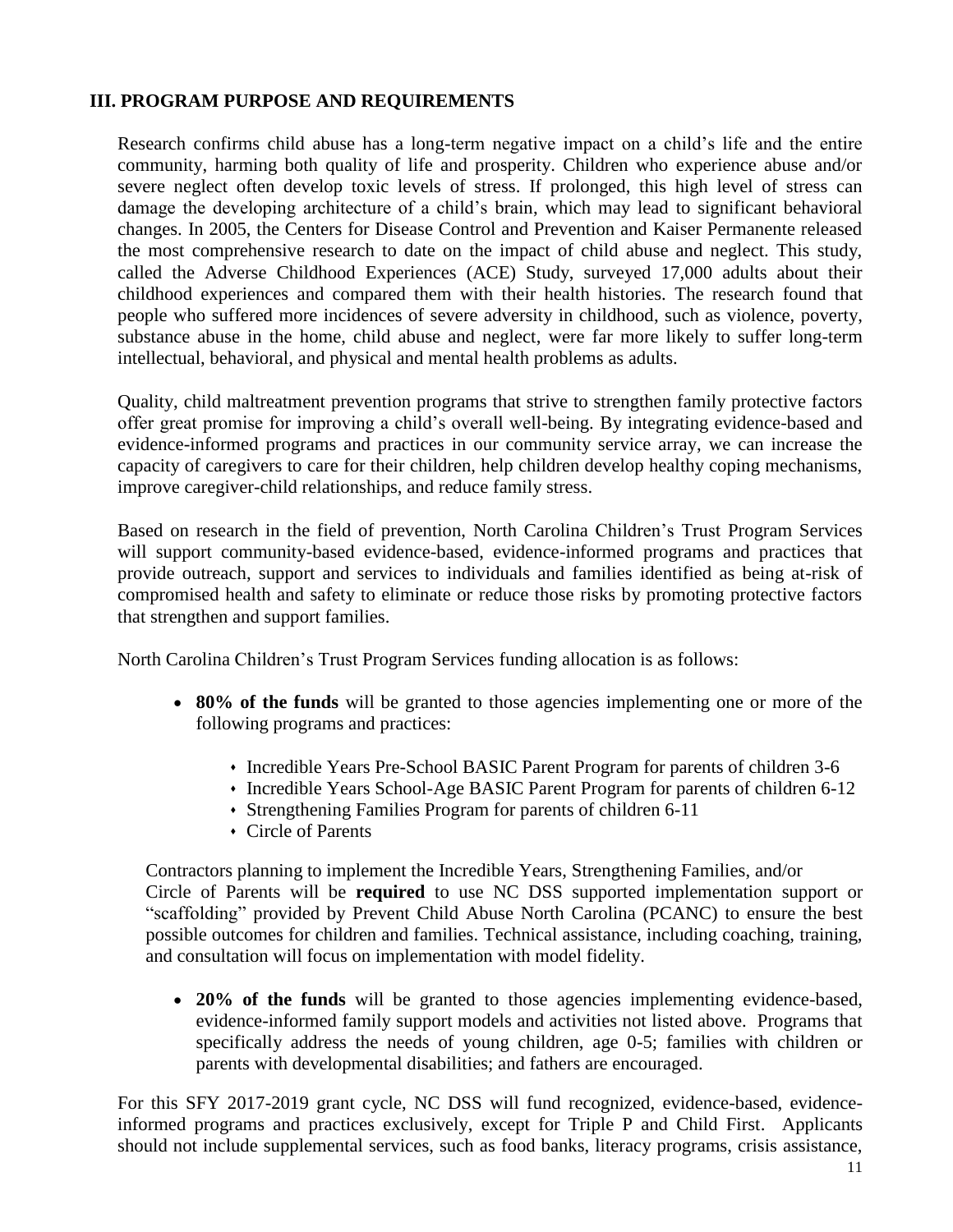### III. PROGRAM PURPOSE AND REQUIREMENTS

Research confirms child abuse has a long-term negative impact on a child's life and the entire community, harming both quality of life and prosperity. Children who experience abuse and/or severe neglect often develop toxic levels of stress. If prolonged, this high level of stress can damage the developing architecture of a child's brain, which may lead to significant behavioral changes. In 2005, the Centers for Disease Control and Prevention and Kaiser Permanente released the most comprehensive research to date on the impact of child abuse and neglect. This study, called the Adverse Childhood Experiences (ACE) Study, surveyed 17,000 adults about their childhood experiences and compared them with their health histories. The research found that people who suffered more incidences of severe adversity in childhood, such as violence, poverty, substance abuse in the home, child abuse and neglect, were far more likely to suffer long-term intellectual, behavioral, and physical and mental health problems as adults.

Quality, child maltreatment prevention programs that strive to strengthen family protective factors offer great promise for improving a child's overall well-being. By integrating evidence-based and evidence-informed programs and practices in our community service array, we can increase the capacity of caregivers to care for their children, help children develop healthy coping mechanisms, improve caregiver-child relationships, and reduce family stress.

Based on research in the field of prevention, North Carolina Children's Trust Program Services will support community-based evidence-based, evidence-informed programs and practices that provide outreach, support and services to individuals and families identified as being at-risk of compromised health and safety to eliminate or reduce those risks by promoting protective factors that strengthen and support families.

North Carolina Children's Trust Program Services funding allocation is as follows:

- **80% of the funds** will be granted to those agencies implementing one or more of the following programs and practices:
  - Incredible Years Pre-School BASIC Parent Program for parents of children 3-6
  - Incredible Years School-Age BASIC Parent Program for parents of children 6-12
  - Strengthening Families Program for parents of children 6-11
  - Circle of Parents

Contractors planning to implement the Incredible Years, Strengthening Families, and/or Circle of Parents will be **required** to use NC DSS supported implementation support or "scaffolding" provided by Prevent Child Abuse North Carolina (PCANC) to ensure the best possible outcomes for children and families. Technical assistance, including coaching, training, and consultation will focus on implementation with model fidelity.

- **20% of the funds** will be granted to those agencies implementing evidence-based, evidence-informed family support models and activities not listed above. Programs that specifically address the needs of young children, age 0-5; families with children or parents with developmental disabilities; and fathers are encouraged.

For this SFY 2017-2019 grant cycle, NC DSS will fund recognized, evidence-based, evidence-informed programs and practices exclusively, except for Triple P and Child First. Applicants should not include supplemental services, such as food banks, literacy programs, crisis assistance,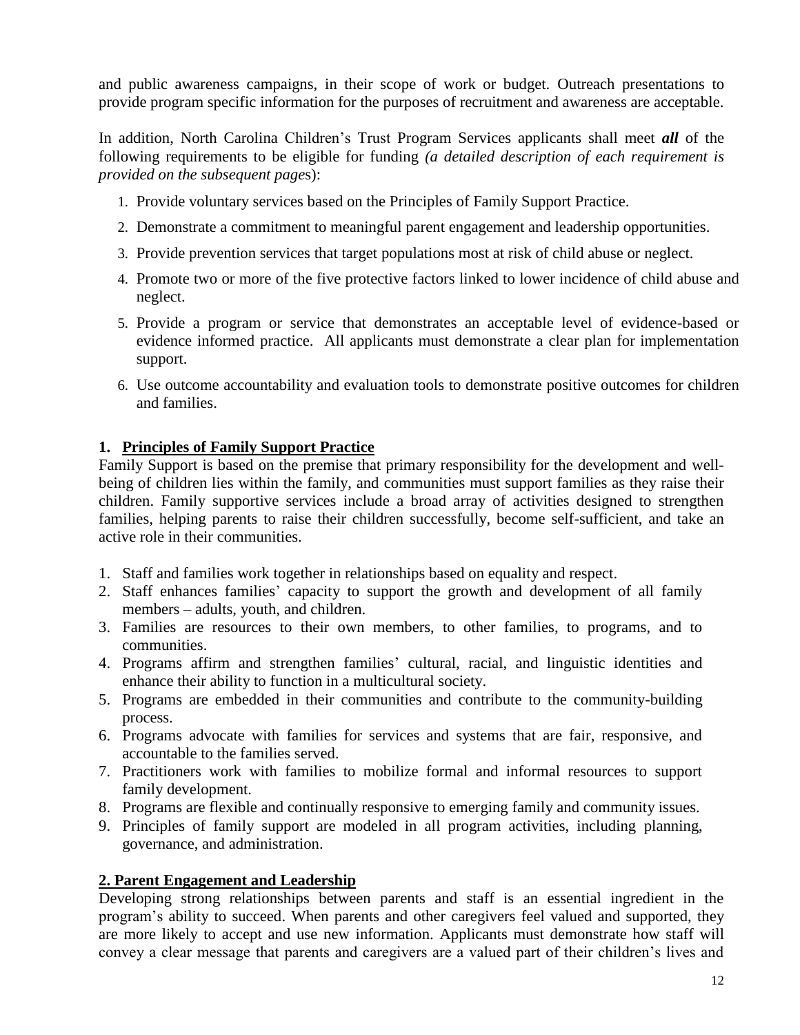and public awareness campaigns, in their scope of work or budget. Outreach presentations to provide program specific information for the purposes of recruitment and awareness are acceptable.

In addition, North Carolina Children's Trust Program Services applicants shall meet ***all*** of the following requirements to be eligible for funding *(a detailed description of each requirement is provided on the subsequent pages)*:

1. Provide voluntary services based on the Principles of Family Support Practice.
2. Demonstrate a commitment to meaningful parent engagement and leadership opportunities.
3. Provide prevention services that target populations most at risk of child abuse or neglect.
4. Promote two or more of the five protective factors linked to lower incidence of child abuse and neglect.
5. Provide a program or service that demonstrates an acceptable level of evidence-based or evidence informed practice. All applicants must demonstrate a clear plan for implementation support.
6. Use outcome accountability and evaluation tools to demonstrate positive outcomes for children and families.

## 1. <u>Principles of Family Support Practice</u>

Family Support is based on the premise that primary responsibility for the development and well-being of children lies within the family, and communities must support families as they raise their children. Family supportive services include a broad array of activities designed to strengthen families, helping parents to raise their children successfully, become self-sufficient, and take an active role in their communities.

1. Staff and families work together in relationships based on equality and respect.
2. Staff enhances families' capacity to support the growth and development of all family members – adults, youth, and children.
3. Families are resources to their own members, to other families, to programs, and to communities.
4. Programs affirm and strengthen families' cultural, racial, and linguistic identities and enhance their ability to function in a multicultural society.
5. Programs are embedded in their communities and contribute to the community-building process.
6. Programs advocate with families for services and systems that are fair, responsive, and accountable to the families served.
7. Practitioners work with families to mobilize formal and informal resources to support family development.
8. Programs are flexible and continually responsive to emerging family and community issues.
9. Principles of family support are modeled in all program activities, including planning, governance, and administration.

## 2. <u>Parent Engagement and Leadership</u>

Developing strong relationships between parents and staff is an essential ingredient in the program's ability to succeed. When parents and other caregivers feel valued and supported, they are more likely to accept and use new information. Applicants must demonstrate how staff will convey a clear message that parents and caregivers are a valued part of their children's lives and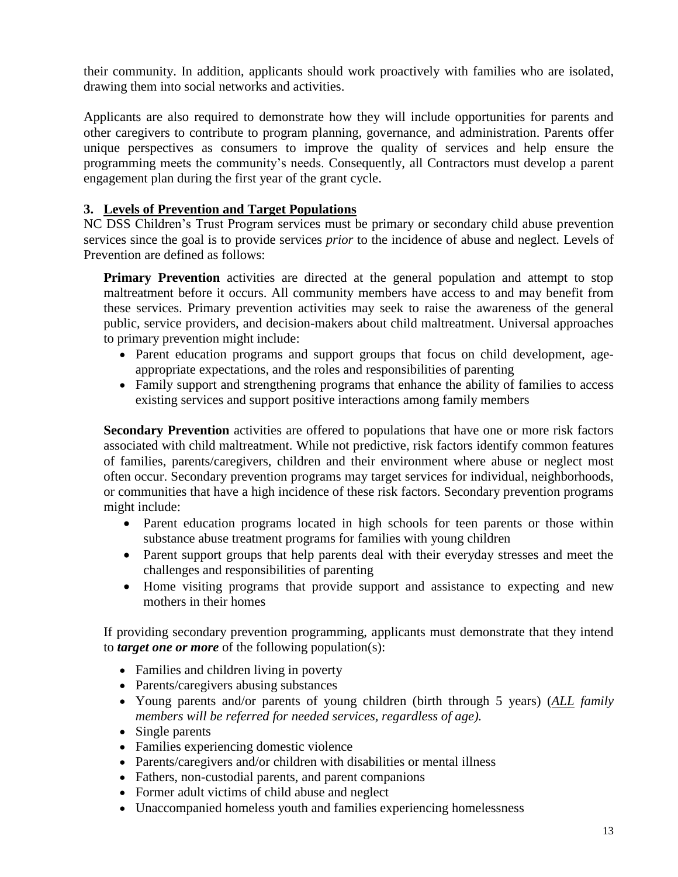their community. In addition, applicants should work proactively with families who are isolated, drawing them into social networks and activities.

Applicants are also required to demonstrate how they will include opportunities for parents and other caregivers to contribute to program planning, governance, and administration. Parents offer unique perspectives as consumers to improve the quality of services and help ensure the programming meets the community's needs. Consequently, all Contractors must develop a parent engagement plan during the first year of the grant cycle.

### 3. Levels of Prevention and Target Populations

NC DSS Children's Trust Program services must be primary or secondary child abuse prevention services since the goal is to provide services *prior* to the incidence of abuse and neglect. Levels of Prevention are defined as follows:

**Primary Prevention** activities are directed at the general population and attempt to stop maltreatment before it occurs. All community members have access to and may benefit from these services. Primary prevention activities may seek to raise the awareness of the general public, service providers, and decision-makers about child maltreatment. Universal approaches to primary prevention might include:

- Parent education programs and support groups that focus on child development, age-appropriate expectations, and the roles and responsibilities of parenting
- Family support and strengthening programs that enhance the ability of families to access existing services and support positive interactions among family members

**Secondary Prevention** activities are offered to populations that have one or more risk factors associated with child maltreatment. While not predictive, risk factors identify common features of families, parents/caregivers, children and their environment where abuse or neglect most often occur. Secondary prevention programs may target services for individual, neighborhoods, or communities that have a high incidence of these risk factors. Secondary prevention programs might include:

- Parent education programs located in high schools for teen parents or those within substance abuse treatment programs for families with young children
- Parent support groups that help parents deal with their everyday stresses and meet the challenges and responsibilities of parenting
- Home visiting programs that provide support and assistance to expecting and new mothers in their homes

If providing secondary prevention programming, applicants must demonstrate that they intend to ***target one or more*** of the following population(s):

- Families and children living in poverty
- Parents/caregivers abusing substances
- Young parents and/or parents of young children (birth through 5 years) (*ALL family members will be referred for needed services, regardless of age).*
- Single parents
- Families experiencing domestic violence
- Parents/caregivers and/or children with disabilities or mental illness
- Fathers, non-custodial parents, and parent companions
- Former adult victims of child abuse and neglect
- Unaccompanied homeless youth and families experiencing homelessness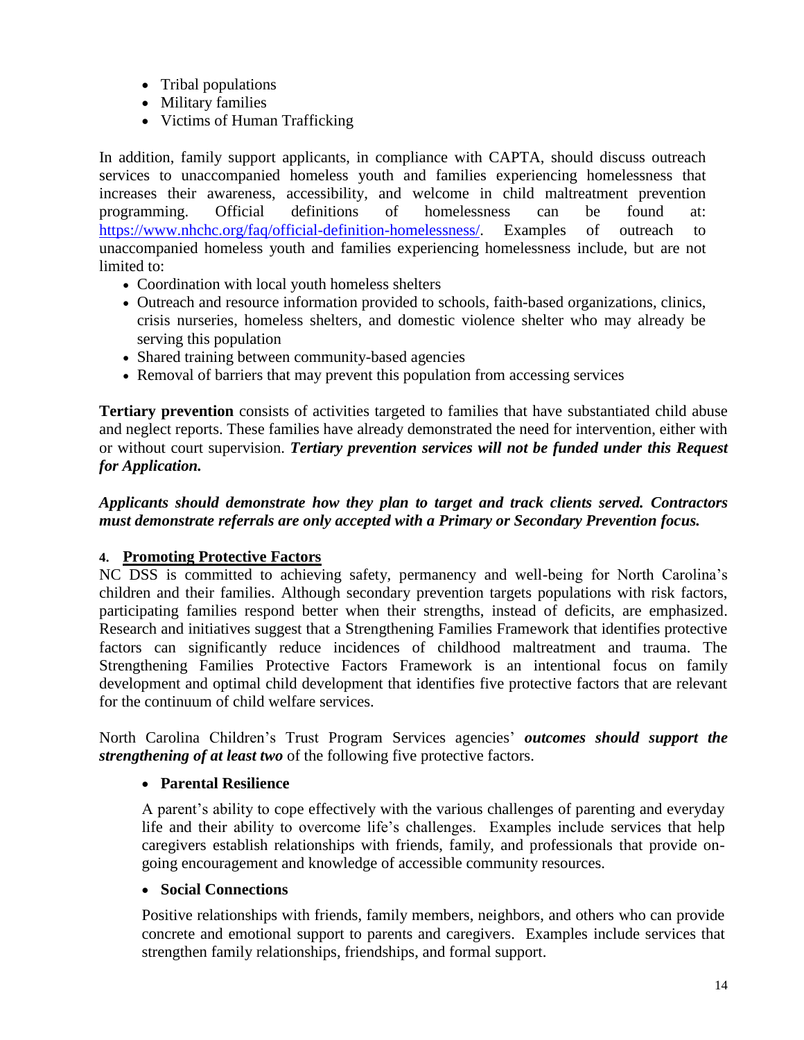- Tribal populations
- Military families
- Victims of Human Trafficking

In addition, family support applicants, in compliance with CAPTA, should discuss outreach services to unaccompanied homeless youth and families experiencing homelessness that increases their awareness, accessibility, and welcome in child maltreatment prevention programming. Official definitions of homelessness can be found at: https://www.nhchc.org/faq/official-definition-homelessness/. Examples of outreach to unaccompanied homeless youth and families experiencing homelessness include, but are not limited to:

- Coordination with local youth homeless shelters
- Outreach and resource information provided to schools, faith-based organizations, clinics, crisis nurseries, homeless shelters, and domestic violence shelter who may already be serving this population
- Shared training between community-based agencies
- Removal of barriers that may prevent this population from accessing services

**Tertiary prevention** consists of activities targeted to families that have substantiated child abuse and neglect reports. These families have already demonstrated the need for intervention, either with or without court supervision. ***Tertiary prevention services will not be funded under this Request for Application.***

***Applicants should demonstrate how they plan to target and track clients served. Contractors must demonstrate referrals are only accepted with a Primary or Secondary Prevention focus.***

### 4. Promoting Protective Factors

NC DSS is committed to achieving safety, permanency and well-being for North Carolina's children and their families. Although secondary prevention targets populations with risk factors, participating families respond better when their strengths, instead of deficits, are emphasized. Research and initiatives suggest that a Strengthening Families Framework that identifies protective factors can significantly reduce incidences of childhood maltreatment and trauma. The Strengthening Families Protective Factors Framework is an intentional focus on family development and optimal child development that identifies five protective factors that are relevant for the continuum of child welfare services.

North Carolina Children's Trust Program Services agencies' ***outcomes should support the strengthening of at least two*** of the following five protective factors.

- **Parental Resilience**

  A parent's ability to cope effectively with the various challenges of parenting and everyday life and their ability to overcome life's challenges. Examples include services that help caregivers establish relationships with friends, family, and professionals that provide on-going encouragement and knowledge of accessible community resources.

- **Social Connections**

  Positive relationships with friends, family members, neighbors, and others who can provide concrete and emotional support to parents and caregivers. Examples include services that strengthen family relationships, friendships, and formal support.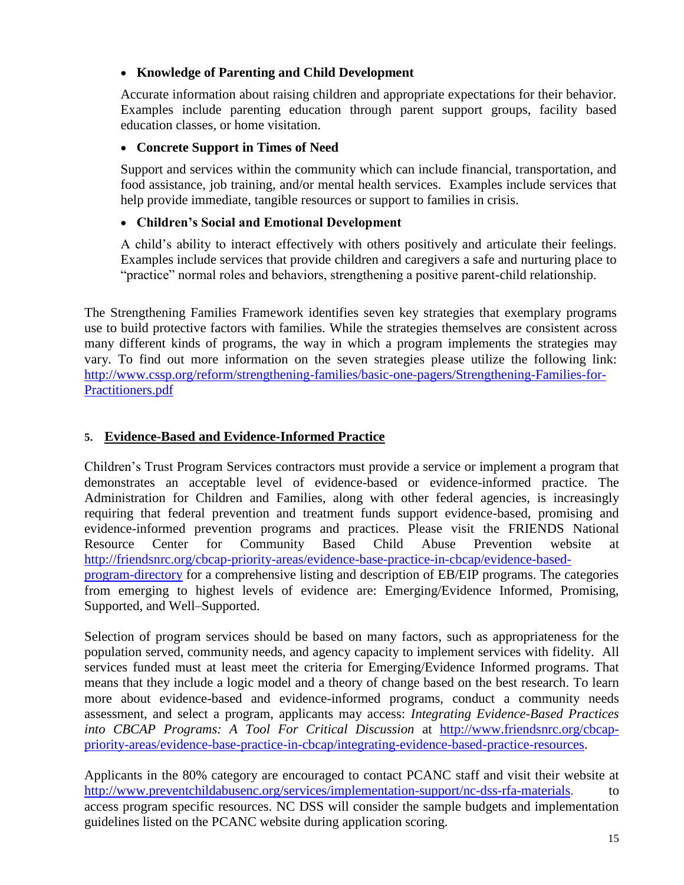- **Knowledge of Parenting and Child Development**

  Accurate information about raising children and appropriate expectations for their behavior. Examples include parenting education through parent support groups, facility based education classes, or home visitation.

- **Concrete Support in Times of Need**

  Support and services within the community which can include financial, transportation, and food assistance, job training, and/or mental health services. Examples include services that help provide immediate, tangible resources or support to families in crisis.

- **Children's Social and Emotional Development**

  A child's ability to interact effectively with others positively and articulate their feelings. Examples include services that provide children and caregivers a safe and nurturing place to "practice" normal roles and behaviors, strengthening a positive parent-child relationship.

The Strengthening Families Framework identifies seven key strategies that exemplary programs use to build protective factors with families. While the strategies themselves are consistent across many different kinds of programs, the way in which a program implements the strategies may vary. To find out more information on the seven strategies please utilize the following link: http://www.cssp.org/reform/strengthening-families/basic-one-pagers/Strengthening-Families-for-Practitioners.pdf

## 5. Evidence-Based and Evidence-Informed Practice

Children's Trust Program Services contractors must provide a service or implement a program that demonstrates an acceptable level of evidence-based or evidence-informed practice. The Administration for Children and Families, along with other federal agencies, is increasingly requiring that federal prevention and treatment funds support evidence-based, promising and evidence-informed prevention programs and practices. Please visit the FRIENDS National Resource Center for Community Based Child Abuse Prevention website at http://friendsnrc.org/cbcap-priority-areas/evidence-base-practice-in-cbcap/evidence-based-program-directory for a comprehensive listing and description of EB/EIP programs. The categories from emerging to highest levels of evidence are: Emerging/Evidence Informed, Promising, Supported, and Well–Supported.

Selection of program services should be based on many factors, such as appropriateness for the population served, community needs, and agency capacity to implement services with fidelity. All services funded must at least meet the criteria for Emerging/Evidence Informed programs. That means that they include a logic model and a theory of change based on the best research. To learn more about evidence-based and evidence-informed programs, conduct a community needs assessment, and select a program, applicants may access: *Integrating Evidence-Based Practices into CBCAP Programs: A Tool For Critical Discussion* at http://www.friendsnrc.org/cbcap-priority-areas/evidence-base-practice-in-cbcap/integrating-evidence-based-practice-resources.

Applicants in the 80% category are encouraged to contact PCANC staff and visit their website at http://www.preventchildabusenc.org/services/implementation-support/nc-dss-rfa-materials. to access program specific resources. NC DSS will consider the sample budgets and implementation guidelines listed on the PCANC website during application scoring.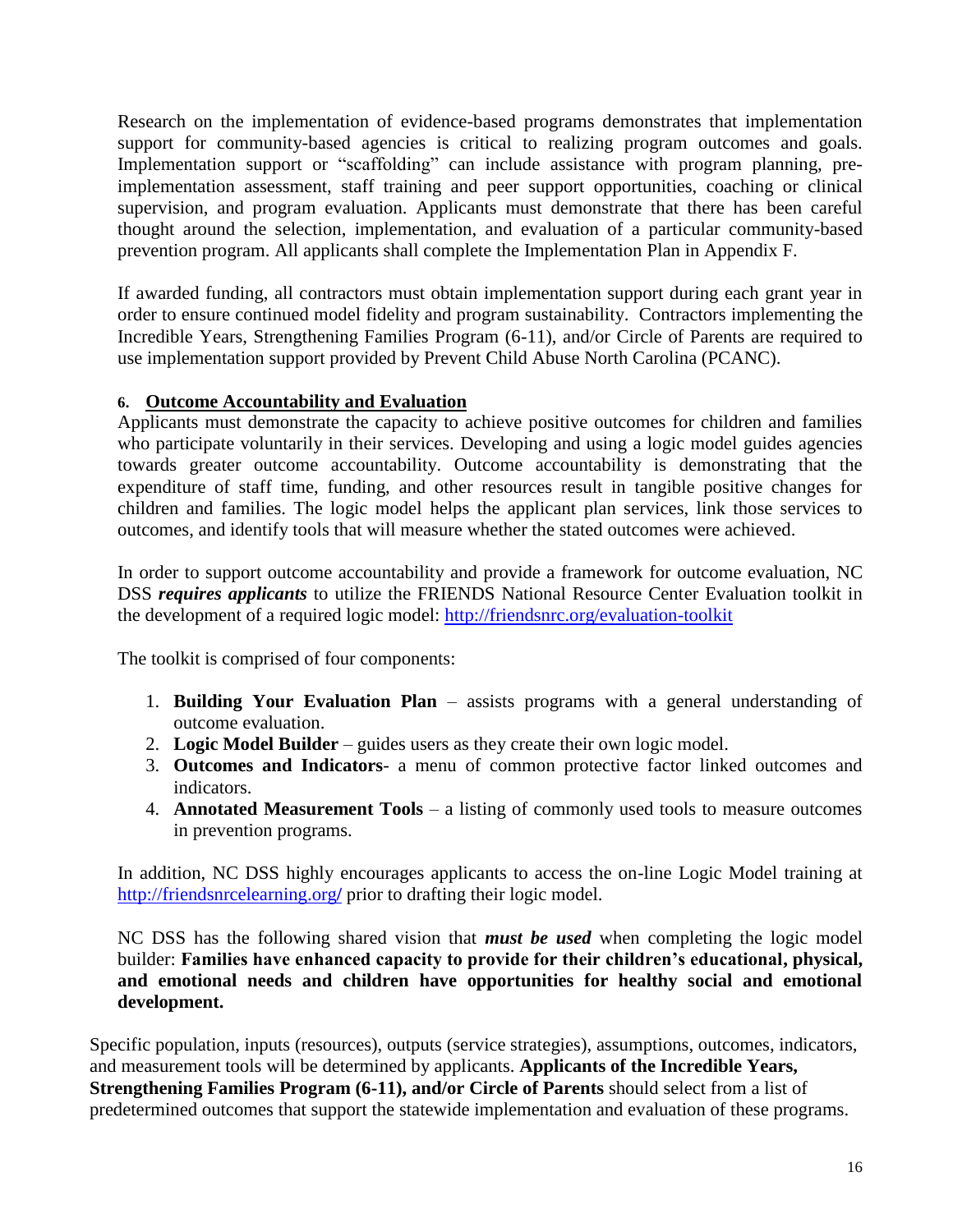Research on the implementation of evidence-based programs demonstrates that implementation support for community-based agencies is critical to realizing program outcomes and goals. Implementation support or "scaffolding" can include assistance with program planning, pre-implementation assessment, staff training and peer support opportunities, coaching or clinical supervision, and program evaluation. Applicants must demonstrate that there has been careful thought around the selection, implementation, and evaluation of a particular community-based prevention program. All applicants shall complete the Implementation Plan in Appendix F.

If awarded funding, all contractors must obtain implementation support during each grant year in order to ensure continued model fidelity and program sustainability. Contractors implementing the Incredible Years, Strengthening Families Program (6-11), and/or Circle of Parents are required to use implementation support provided by Prevent Child Abuse North Carolina (PCANC).

### 6. Outcome Accountability and Evaluation

Applicants must demonstrate the capacity to achieve positive outcomes for children and families who participate voluntarily in their services. Developing and using a logic model guides agencies towards greater outcome accountability. Outcome accountability is demonstrating that the expenditure of staff time, funding, and other resources result in tangible positive changes for children and families. The logic model helps the applicant plan services, link those services to outcomes, and identify tools that will measure whether the stated outcomes were achieved.

In order to support outcome accountability and provide a framework for outcome evaluation, NC DSS ***requires applicants*** to utilize the FRIENDS National Resource Center Evaluation toolkit in the development of a required logic model: http://friendsnrc.org/evaluation-toolkit

The toolkit is comprised of four components:

1. **Building Your Evaluation Plan** – assists programs with a general understanding of outcome evaluation.
2. **Logic Model Builder** – guides users as they create their own logic model.
3. **Outcomes and Indicators**- a menu of common protective factor linked outcomes and indicators.
4. **Annotated Measurement Tools** – a listing of commonly used tools to measure outcomes in prevention programs.

In addition, NC DSS highly encourages applicants to access the on-line Logic Model training at http://friendsnrcelearning.org/ prior to drafting their logic model.

NC DSS has the following shared vision that ***must be used*** when completing the logic model builder: **Families have enhanced capacity to provide for their children's educational, physical, and emotional needs and children have opportunities for healthy social and emotional development.**

Specific population, inputs (resources), outputs (service strategies), assumptions, outcomes, indicators, and measurement tools will be determined by applicants. **Applicants of the Incredible Years, Strengthening Families Program (6-11), and/or Circle of Parents** should select from a list of predetermined outcomes that support the statewide implementation and evaluation of these programs.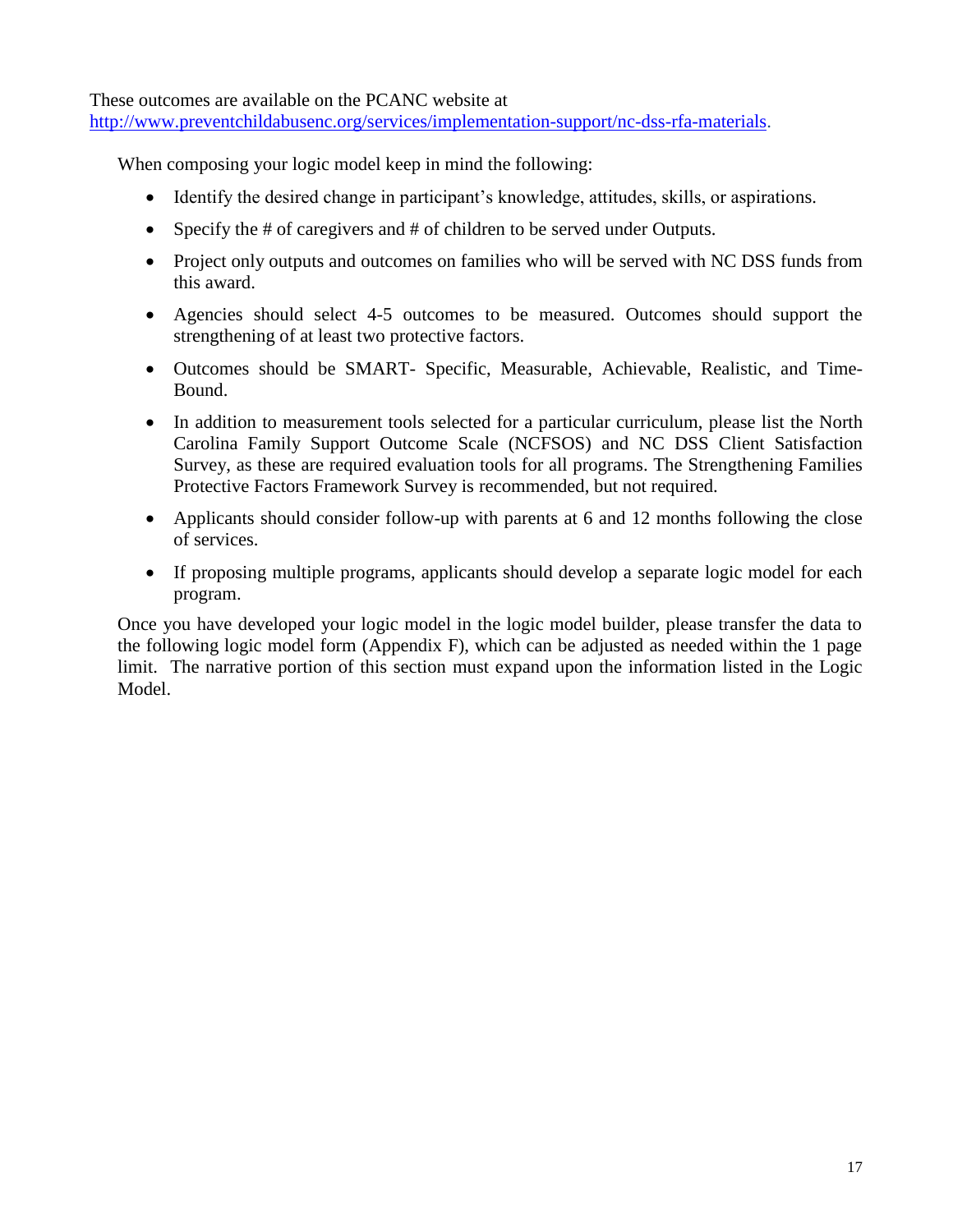These outcomes are available on the PCANC website at [http://www.preventchildabusenc.org/services/implementation-support/nc-dss-rfa-materials](http://www.preventchildabusenc.org/services/implementation-support/nc-dss-rfa-materials).

When composing your logic model keep in mind the following:

- Identify the desired change in participant's knowledge, attitudes, skills, or aspirations.
- Specify the # of caregivers and # of children to be served under Outputs.
- Project only outputs and outcomes on families who will be served with NC DSS funds from this award.
- Agencies should select 4-5 outcomes to be measured. Outcomes should support the strengthening of at least two protective factors.
- Outcomes should be SMART- Specific, Measurable, Achievable, Realistic, and Time-Bound.
- In addition to measurement tools selected for a particular curriculum, please list the North Carolina Family Support Outcome Scale (NCFSOS) and NC DSS Client Satisfaction Survey, as these are required evaluation tools for all programs. The Strengthening Families Protective Factors Framework Survey is recommended, but not required.
- Applicants should consider follow-up with parents at 6 and 12 months following the close of services.
- If proposing multiple programs, applicants should develop a separate logic model for each program.

Once you have developed your logic model in the logic model builder, please transfer the data to the following logic model form (Appendix F), which can be adjusted as needed within the 1 page limit. The narrative portion of this section must expand upon the information listed in the Logic Model.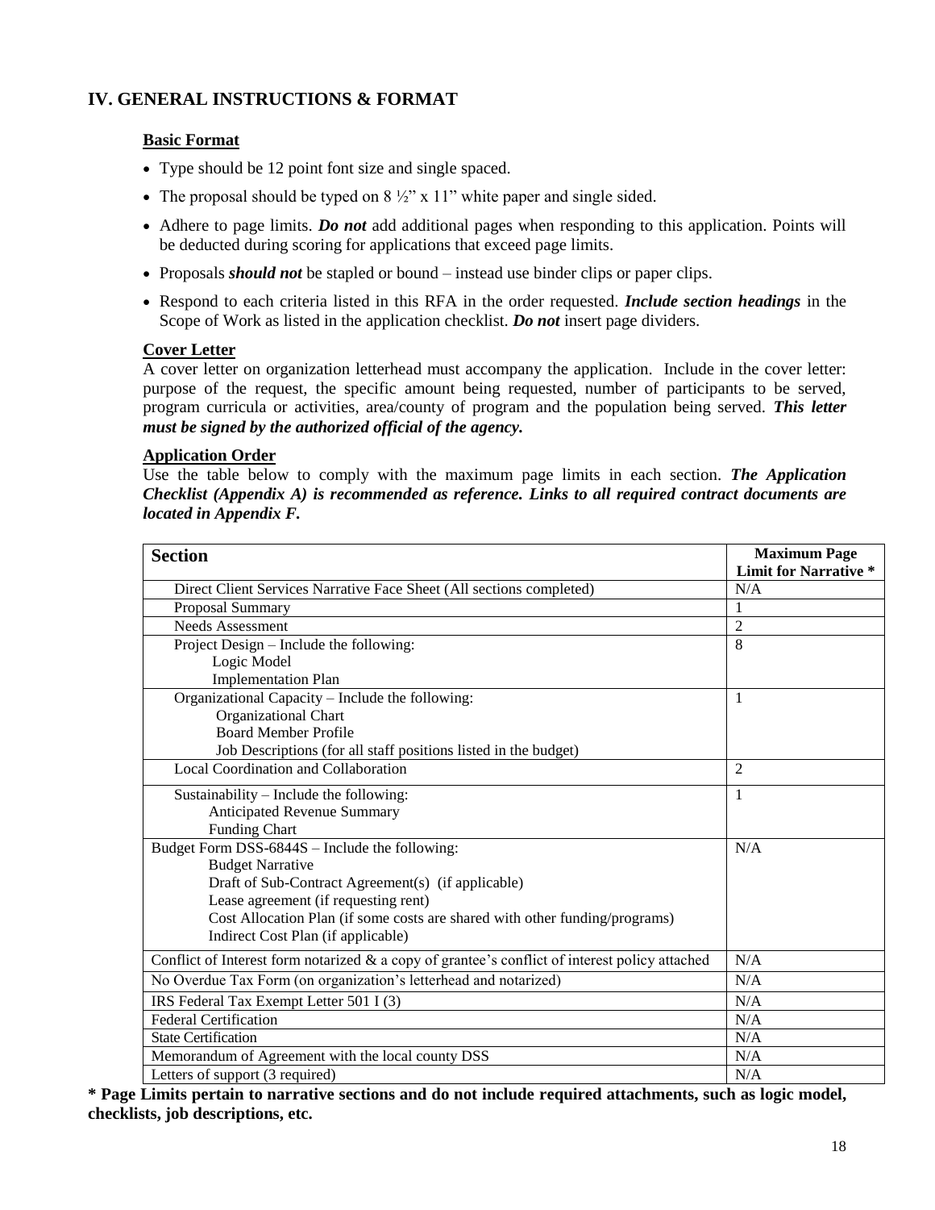## IV. GENERAL INSTRUCTIONS & FORMAT

### Basic Format

- Type should be 12 point font size and single spaced.
- The proposal should be typed on 8 ½" x 11" white paper and single sided.
- Adhere to page limits. ***Do not*** add additional pages when responding to this application. Points will be deducted during scoring for applications that exceed page limits.
- Proposals ***should not*** be stapled or bound – instead use binder clips or paper clips.
- Respond to each criteria listed in this RFA in the order requested. ***Include section headings*** in the Scope of Work as listed in the application checklist. ***Do not*** insert page dividers.

### Cover Letter

A cover letter on organization letterhead must accompany the application. Include in the cover letter: purpose of the request, the specific amount being requested, number of participants to be served, program curricula or activities, area/county of program and the population being served. ***This letter must be signed by the authorized official of the agency.***

### Application Order

Use the table below to comply with the maximum page limits in each section. ***The Application Checklist (Appendix A) is recommended as reference. Links to all required contract documents are located in Appendix F.***

| Section | Maximum Page Limit for Narrative * |
|---|---|
| Direct Client Services Narrative Face Sheet (All sections completed) | N/A |
| Proposal Summary | 1 |
| Needs Assessment | 2 |
| Project Design – Include the following:<br>Logic Model<br>Implementation Plan | 8 |
| Organizational Capacity – Include the following:<br>Organizational Chart<br>Board Member Profile<br>Job Descriptions (for all staff positions listed in the budget) | 1 |
| Local Coordination and Collaboration | 2 |
| Sustainability – Include the following:<br>Anticipated Revenue Summary<br>Funding Chart | 1 |
| Budget Form DSS-6844S – Include the following:<br>Budget Narrative<br>Draft of Sub-Contract Agreement(s) (if applicable)<br>Lease agreement (if requesting rent)<br>Cost Allocation Plan (if some costs are shared with other funding/programs)<br>Indirect Cost Plan (if applicable) | N/A |
| Conflict of Interest form notarized & a copy of grantee's conflict of interest policy attached | N/A |
| No Overdue Tax Form (on organization's letterhead and notarized) | N/A |
| IRS Federal Tax Exempt Letter 501 I (3) | N/A |
| Federal Certification | N/A |
| State Certification | N/A |
| Memorandum of Agreement with the local county DSS | N/A |
| Letters of support (3 required) | N/A |

**\* Page Limits pertain to narrative sections and do not include required attachments, such as logic model, checklists, job descriptions, etc.**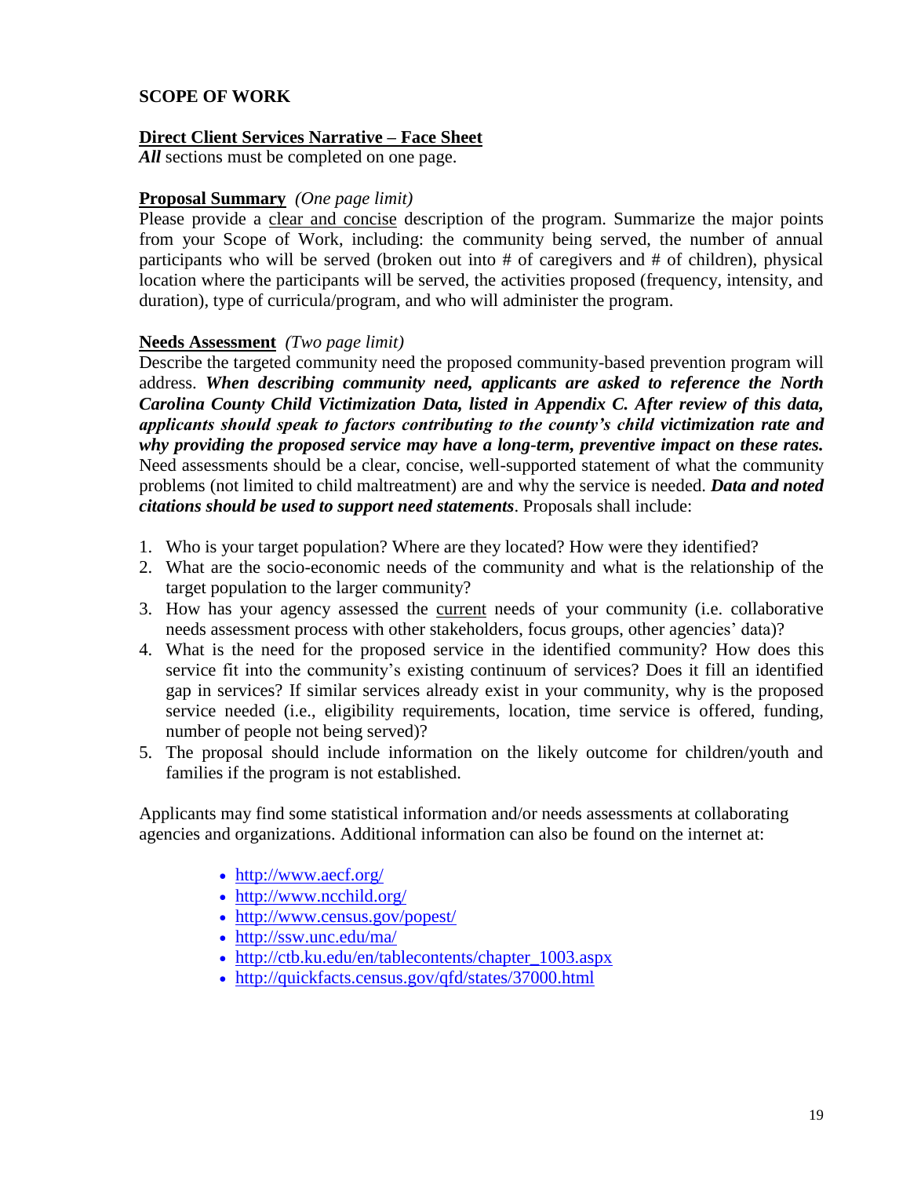**SCOPE OF WORK**

**Direct Client Services Narrative – Face Sheet**

***All*** sections must be completed on one page.

**Proposal Summary** *(One page limit)*

Please provide a clear and concise description of the program. Summarize the major points from your Scope of Work, including: the community being served, the number of annual participants who will be served (broken out into # of caregivers and # of children), physical location where the participants will be served, the activities proposed (frequency, intensity, and duration), type of curricula/program, and who will administer the program.

**Needs Assessment** *(Two page limit)*

Describe the targeted community need the proposed community-based prevention program will address. ***When describing community need, applicants are asked to reference the North Carolina County Child Victimization Data, listed in Appendix C. After review of this data, applicants should speak to factors contributing to the county's child victimization rate and why providing the proposed service may have a long-term, preventive impact on these rates.*** Need assessments should be a clear, concise, well-supported statement of what the community problems (not limited to child maltreatment) are and why the service is needed. ***Data and noted citations should be used to support need statements***. Proposals shall include:

1. Who is your target population? Where are they located? How were they identified?
2. What are the socio-economic needs of the community and what is the relationship of the target population to the larger community?
3. How has your agency assessed the current needs of your community (i.e. collaborative needs assessment process with other stakeholders, focus groups, other agencies' data)?
4. What is the need for the proposed service in the identified community? How does this service fit into the community's existing continuum of services? Does it fill an identified gap in services? If similar services already exist in your community, why is the proposed service needed (i.e., eligibility requirements, location, time service is offered, funding, number of people not being served)?
5. The proposal should include information on the likely outcome for children/youth and families if the program is not established.

Applicants may find some statistical information and/or needs assessments at collaborating agencies and organizations. Additional information can also be found on the internet at:

- http://www.aecf.org/
- http://www.ncchild.org/
- http://www.census.gov/popest/
- http://ssw.unc.edu/ma/
- http://ctb.ku.edu/en/tablecontents/chapter_1003.aspx
- http://quickfacts.census.gov/qfd/states/37000.html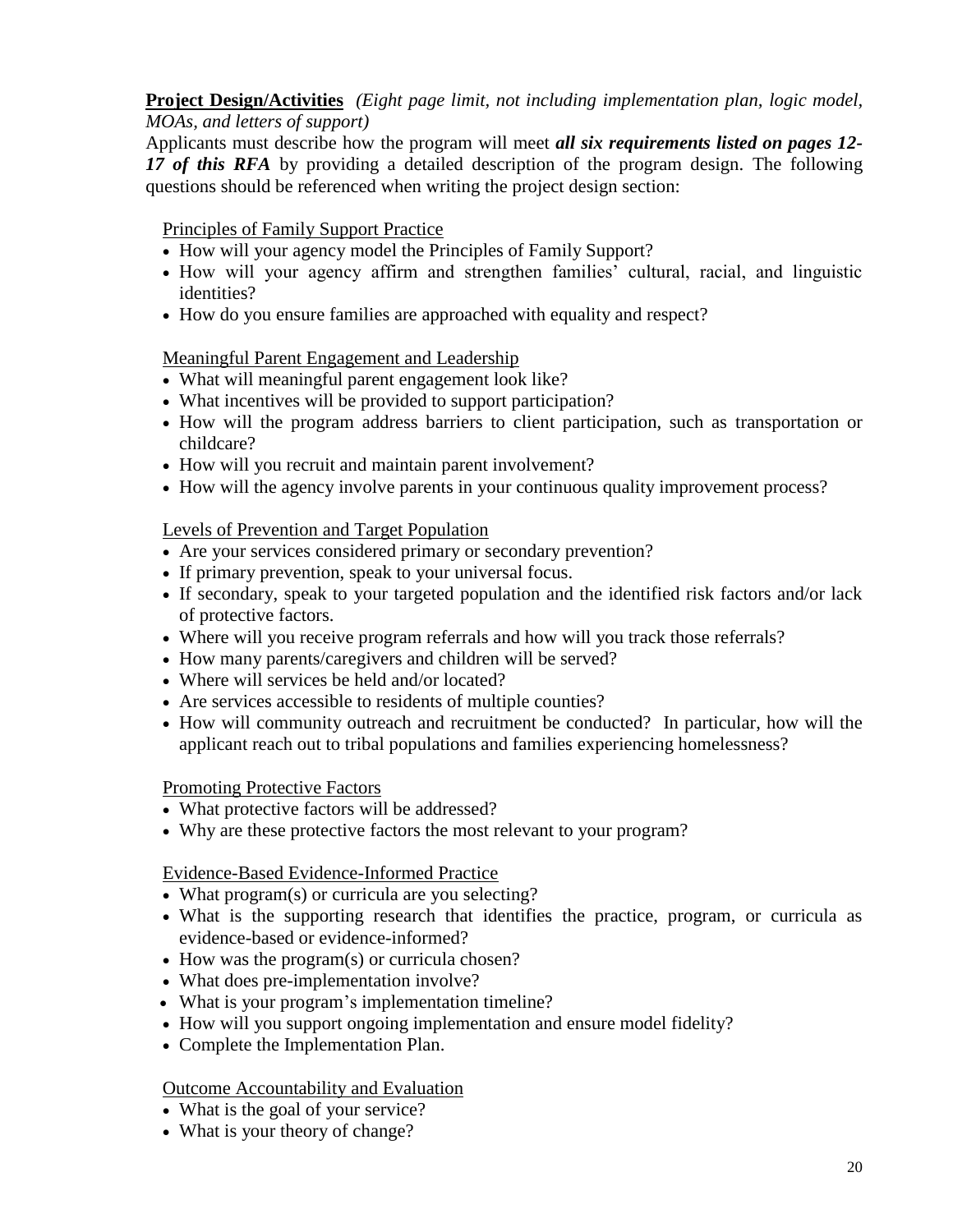**Project Design/Activities** *(Eight page limit, not including implementation plan, logic model, MOAs, and letters of support)*

Applicants must describe how the program will meet ***all six requirements listed on pages 12-17 of this RFA*** by providing a detailed description of the program design. The following questions should be referenced when writing the project design section:

Principles of Family Support Practice

- How will your agency model the Principles of Family Support?
- How will your agency affirm and strengthen families' cultural, racial, and linguistic identities?
- How do you ensure families are approached with equality and respect?

Meaningful Parent Engagement and Leadership

- What will meaningful parent engagement look like?
- What incentives will be provided to support participation?
- How will the program address barriers to client participation, such as transportation or childcare?
- How will you recruit and maintain parent involvement?
- How will the agency involve parents in your continuous quality improvement process?

Levels of Prevention and Target Population

- Are your services considered primary or secondary prevention?
- If primary prevention, speak to your universal focus.
- If secondary, speak to your targeted population and the identified risk factors and/or lack of protective factors.
- Where will you receive program referrals and how will you track those referrals?
- How many parents/caregivers and children will be served?
- Where will services be held and/or located?
- Are services accessible to residents of multiple counties?
- How will community outreach and recruitment be conducted? In particular, how will the applicant reach out to tribal populations and families experiencing homelessness?

Promoting Protective Factors

- What protective factors will be addressed?
- Why are these protective factors the most relevant to your program?

Evidence-Based Evidence-Informed Practice

- What program(s) or curricula are you selecting?
- What is the supporting research that identifies the practice, program, or curricula as evidence-based or evidence-informed?
- How was the program(s) or curricula chosen?
- What does pre-implementation involve?
- What is your program's implementation timeline?
- How will you support ongoing implementation and ensure model fidelity?
- Complete the Implementation Plan.

Outcome Accountability and Evaluation

- What is the goal of your service?
- What is your theory of change?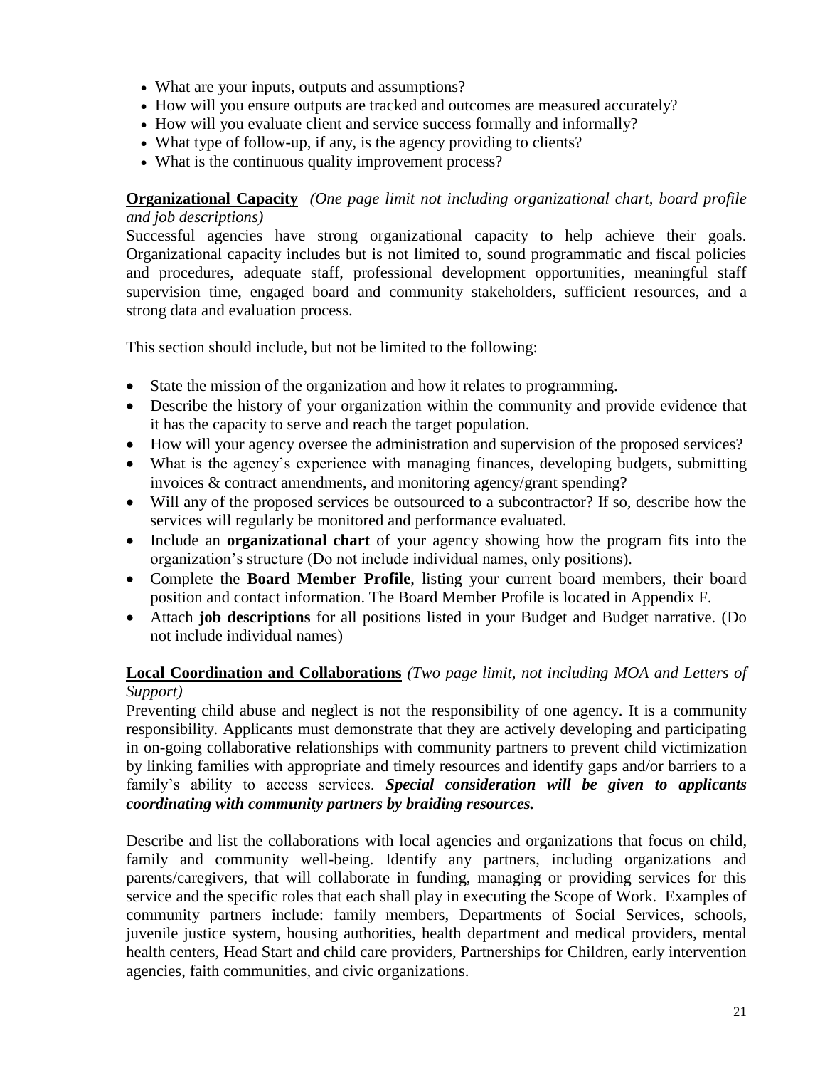- What are your inputs, outputs and assumptions?
- How will you ensure outputs are tracked and outcomes are measured accurately?
- How will you evaluate client and service success formally and informally?
- What type of follow-up, if any, is the agency providing to clients?
- What is the continuous quality improvement process?

**Organizational Capacity** *(One page limit not including organizational chart, board profile and job descriptions)*

Successful agencies have strong organizational capacity to help achieve their goals. Organizational capacity includes but is not limited to, sound programmatic and fiscal policies and procedures, adequate staff, professional development opportunities, meaningful staff supervision time, engaged board and community stakeholders, sufficient resources, and a strong data and evaluation process.

This section should include, but not be limited to the following:

- State the mission of the organization and how it relates to programming.
- Describe the history of your organization within the community and provide evidence that it has the capacity to serve and reach the target population.
- How will your agency oversee the administration and supervision of the proposed services?
- What is the agency's experience with managing finances, developing budgets, submitting invoices & contract amendments, and monitoring agency/grant spending?
- Will any of the proposed services be outsourced to a subcontractor? If so, describe how the services will regularly be monitored and performance evaluated.
- Include an **organizational chart** of your agency showing how the program fits into the organization's structure (Do not include individual names, only positions).
- Complete the **Board Member Profile**, listing your current board members, their board position and contact information. The Board Member Profile is located in Appendix F.
- Attach **job descriptions** for all positions listed in your Budget and Budget narrative. (Do not include individual names)

**Local Coordination and Collaborations** *(Two page limit, not including MOA and Letters of Support)*

Preventing child abuse and neglect is not the responsibility of one agency. It is a community responsibility. Applicants must demonstrate that they are actively developing and participating in on-going collaborative relationships with community partners to prevent child victimization by linking families with appropriate and timely resources and identify gaps and/or barriers to a family's ability to access services. ***Special consideration will be given to applicants coordinating with community partners by braiding resources.***

Describe and list the collaborations with local agencies and organizations that focus on child, family and community well-being. Identify any partners, including organizations and parents/caregivers, that will collaborate in funding, managing or providing services for this service and the specific roles that each shall play in executing the Scope of Work. Examples of community partners include: family members, Departments of Social Services, schools, juvenile justice system, housing authorities, health department and medical providers, mental health centers, Head Start and child care providers, Partnerships for Children, early intervention agencies, faith communities, and civic organizations.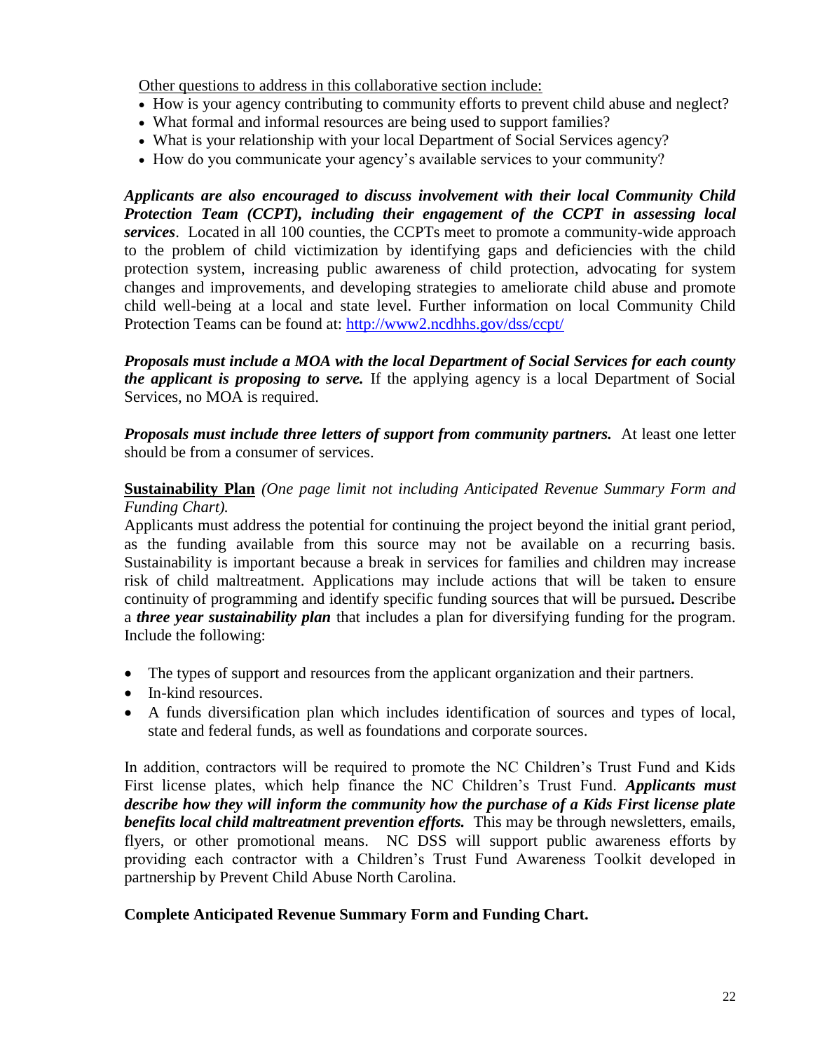Other questions to address in this collaborative section include:

- How is your agency contributing to community efforts to prevent child abuse and neglect?
- What formal and informal resources are being used to support families?
- What is your relationship with your local Department of Social Services agency?
- How do you communicate your agency's available services to your community?

***Applicants are also encouraged to discuss involvement with their local Community Child Protection Team (CCPT), including their engagement of the CCPT in assessing local services***. Located in all 100 counties, the CCPTs meet to promote a community-wide approach to the problem of child victimization by identifying gaps and deficiencies with the child protection system, increasing public awareness of child protection, advocating for system changes and improvements, and developing strategies to ameliorate child abuse and promote child well-being at a local and state level. Further information on local Community Child Protection Teams can be found at: http://www2.ncdhhs.gov/dss/ccpt/

***Proposals must include a MOA with the local Department of Social Services for each county the applicant is proposing to serve.*** If the applying agency is a local Department of Social Services, no MOA is required.

***Proposals must include three letters of support from community partners.*** At least one letter should be from a consumer of services.

**Sustainability Plan** *(One page limit not including Anticipated Revenue Summary Form and Funding Chart).*

Applicants must address the potential for continuing the project beyond the initial grant period, as the funding available from this source may not be available on a recurring basis. Sustainability is important because a break in services for families and children may increase risk of child maltreatment. Applications may include actions that will be taken to ensure continuity of programming and identify specific funding sources that will be pursued**.** Describe a ***three year sustainability plan*** that includes a plan for diversifying funding for the program. Include the following:

- The types of support and resources from the applicant organization and their partners.
- In-kind resources.
- A funds diversification plan which includes identification of sources and types of local, state and federal funds, as well as foundations and corporate sources.

In addition, contractors will be required to promote the NC Children's Trust Fund and Kids First license plates, which help finance the NC Children's Trust Fund. ***Applicants must describe how they will inform the community how the purchase of a Kids First license plate benefits local child maltreatment prevention efforts.*** This may be through newsletters, emails, flyers, or other promotional means. NC DSS will support public awareness efforts by providing each contractor with a Children's Trust Fund Awareness Toolkit developed in partnership by Prevent Child Abuse North Carolina.

**Complete Anticipated Revenue Summary Form and Funding Chart.**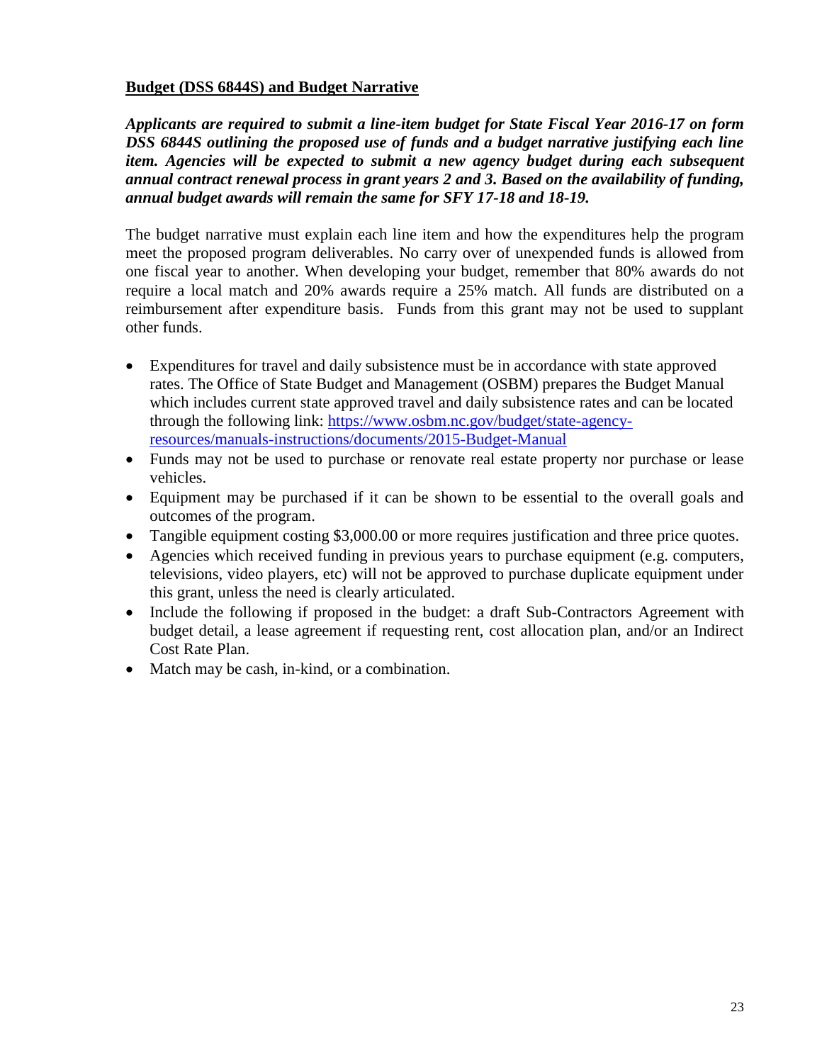**Budget (DSS 6844S) and Budget Narrative**

***Applicants are required to submit a line-item budget for State Fiscal Year 2016-17 on form DSS 6844S outlining the proposed use of funds and a budget narrative justifying each line item. Agencies will be expected to submit a new agency budget during each subsequent annual contract renewal process in grant years 2 and 3. Based on the availability of funding, annual budget awards will remain the same for SFY 17-18 and 18-19.***

The budget narrative must explain each line item and how the expenditures help the program meet the proposed program deliverables. No carry over of unexpended funds is allowed from one fiscal year to another. When developing your budget, remember that 80% awards do not require a local match and 20% awards require a 25% match. All funds are distributed on a reimbursement after expenditure basis. Funds from this grant may not be used to supplant other funds.

- Expenditures for travel and daily subsistence must be in accordance with state approved rates. The Office of State Budget and Management (OSBM) prepares the Budget Manual which includes current state approved travel and daily subsistence rates and can be located through the following link: [https://www.osbm.nc.gov/budget/state-agency-resources/manuals-instructions/documents/2015-Budget-Manual](https://www.osbm.nc.gov/budget/state-agency-resources/manuals-instructions/documents/2015-Budget-Manual)
- Funds may not be used to purchase or renovate real estate property nor purchase or lease vehicles.
- Equipment may be purchased if it can be shown to be essential to the overall goals and outcomes of the program.
- Tangible equipment costing $3,000.00 or more requires justification and three price quotes.
- Agencies which received funding in previous years to purchase equipment (e.g. computers, televisions, video players, etc) will not be approved to purchase duplicate equipment under this grant, unless the need is clearly articulated.
- Include the following if proposed in the budget: a draft Sub-Contractors Agreement with budget detail, a lease agreement if requesting rent, cost allocation plan, and/or an Indirect Cost Rate Plan.
- Match may be cash, in-kind, or a combination.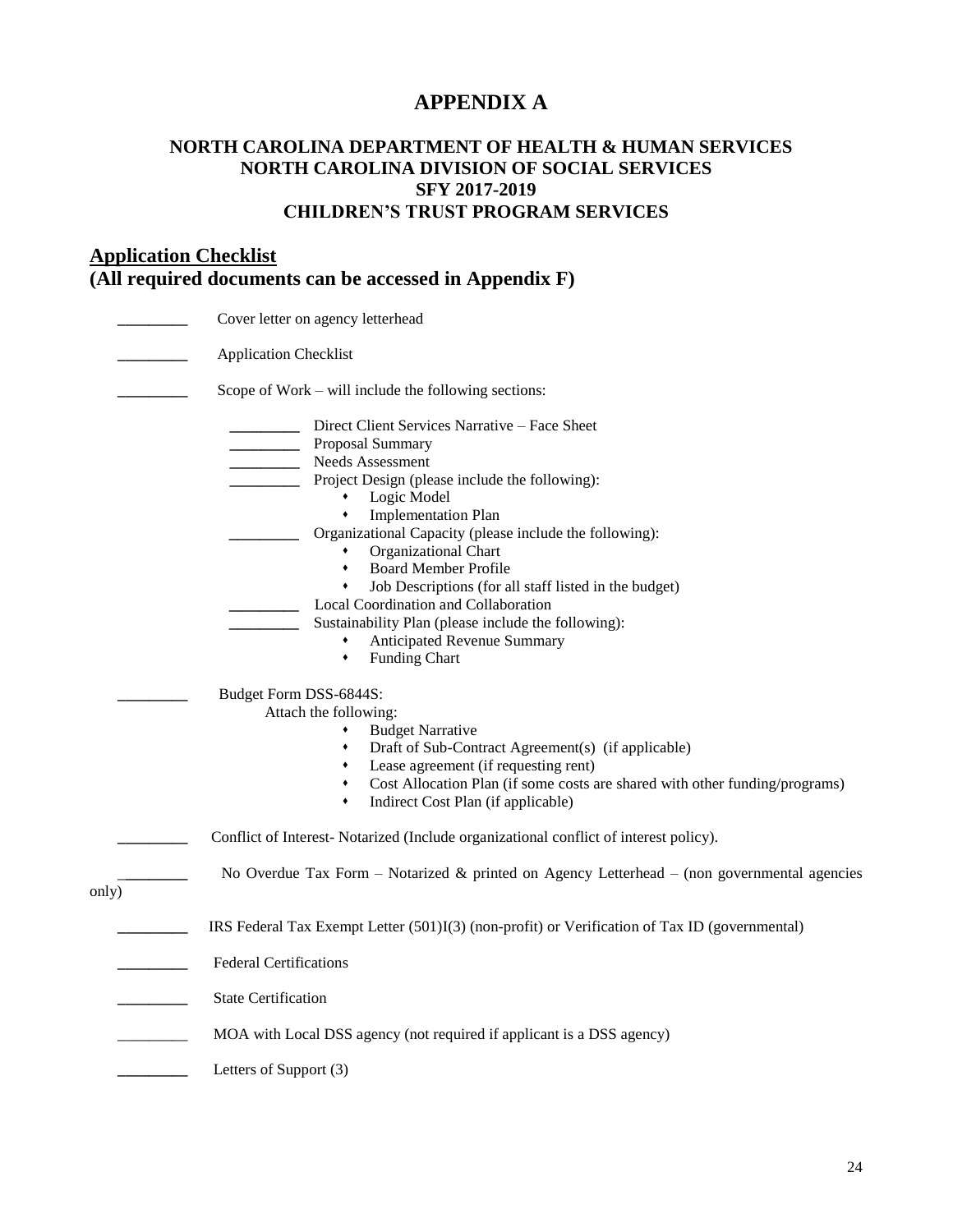# APPENDIX A

## NORTH CAROLINA DEPARTMENT OF HEALTH & HUMAN SERVICES
## NORTH CAROLINA DIVISION OF SOCIAL SERVICES
## SFY 2017-2019
## CHILDREN'S TRUST PROGRAM SERVICES

### **Application Checklist**
### **(All required documents can be accessed in Appendix F)**

________ Cover letter on agency letterhead

________ Application Checklist

________ Scope of Work – will include the following sections:

- ________ Direct Client Services Narrative – Face Sheet
- ________ Proposal Summary
- ________ Needs Assessment
- ________ Project Design (please include the following):
  - Logic Model
  - Implementation Plan
- ________ Organizational Capacity (please include the following):
  - Organizational Chart
  - Board Member Profile
  - Job Descriptions (for all staff listed in the budget)
- ________ Local Coordination and Collaboration
- ________ Sustainability Plan (please include the following):
  - Anticipated Revenue Summary
  - Funding Chart

________ Budget Form DSS-6844S:

Attach the following:

- Budget Narrative
- Draft of Sub-Contract Agreement(s) (if applicable)
- Lease agreement (if requesting rent)
- Cost Allocation Plan (if some costs are shared with other funding/programs)
- Indirect Cost Plan (if applicable)

________ Conflict of Interest- Notarized (Include organizational conflict of interest policy).

________ No Overdue Tax Form – Notarized & printed on Agency Letterhead – (non governmental agencies only)

________ IRS Federal Tax Exempt Letter (501)I(3) (non-profit) or Verification of Tax ID (governmental)

________ Federal Certifications

________ State Certification

________ MOA with Local DSS agency (not required if applicant is a DSS agency)

________ Letters of Support (3)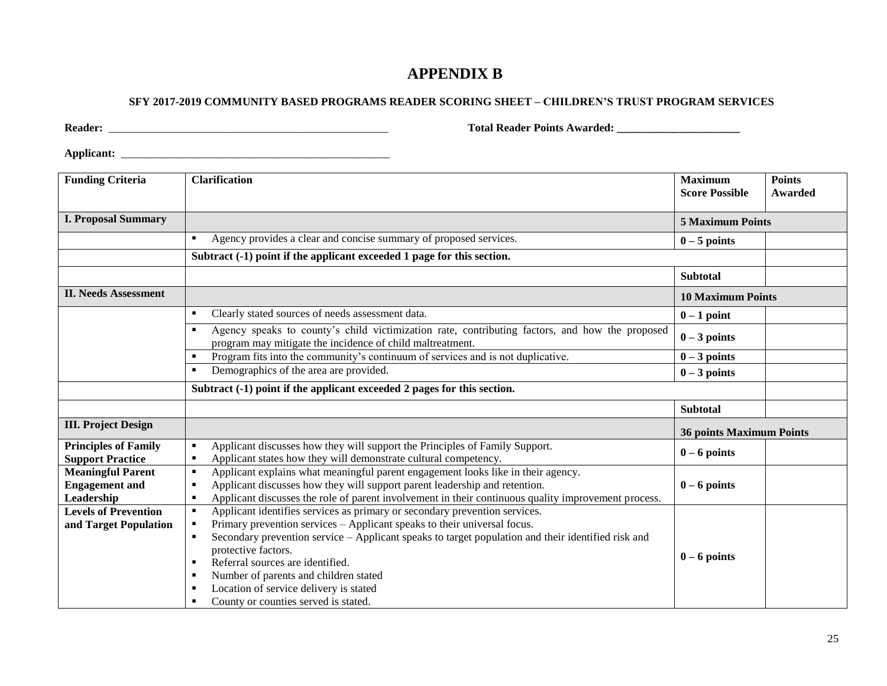# APPENDIX B

**SFY 2017-2019 COMMUNITY BASED PROGRAMS READER SCORING SHEET – CHILDREN'S TRUST PROGRAM SERVICES**

**Reader:** ___________________________________________________ **Total Reader Points Awarded:** ______________________

**Applicant:** ___________________________________________________

| Funding Criteria | Clarification | Maximum Score Possible | Points Awarded |
|---|---|---|---|
| **I. Proposal Summary** | | **5 Maximum Points** | |
| | ▪ Agency provides a clear and concise summary of proposed services. | **0 – 5 points** | |
| | **Subtract (-1) point if the applicant exceeded 1 page for this section.** | | |
| | | **Subtotal** | |
| **II. Needs Assessment** | | **10 Maximum Points** | |
| | ▪ Clearly stated sources of needs assessment data. | **0 – 1 point** | |
| | ▪ Agency speaks to county's child victimization rate, contributing factors, and how the proposed program may mitigate the incidence of child maltreatment. | **0 – 3 points** | |
| | ▪ Program fits into the community's continuum of services and is not duplicative. | **0 – 3 points** | |
| | ▪ Demographics of the area are provided. | **0 – 3 points** | |
| | **Subtract (-1) point if the applicant exceeded 2 pages for this section.** | | |
| | | **Subtotal** | |
| **III. Project Design** | | **36 points Maximum Points** | |
| **Principles of Family Support Practice** | ▪ Applicant discusses how they will support the Principles of Family Support.<br>▪ Applicant states how they will demonstrate cultural competency. | **0 – 6 points** | |
| **Meaningful Parent Engagement and Leadership** | ▪ Applicant explains what meaningful parent engagement looks like in their agency.<br>▪ Applicant discusses how they will support parent leadership and retention.<br>▪ Applicant discusses the role of parent involvement in their continuous quality improvement process. | **0 – 6 points** | |
| **Levels of Prevention and Target Population** | ▪ Applicant identifies services as primary or secondary prevention services.<br>▪ Primary prevention services – Applicant speaks to their universal focus.<br>▪ Secondary prevention service – Applicant speaks to target population and their identified risk and protective factors.<br>▪ Referral sources are identified.<br>▪ Number of parents and children stated<br>▪ Location of service delivery is stated<br>▪ County or counties served is stated. | **0 – 6 points** | |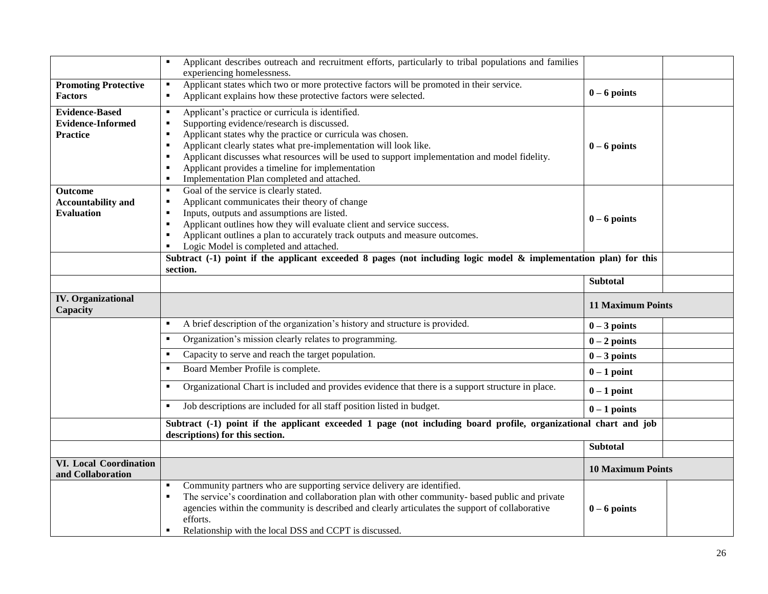| | | | |
|---|---|---|---|
| | ▪ Applicant describes outreach and recruitment efforts, particularly to tribal populations and families experiencing homelessness. | | |
| **Promoting Protective Factors** | ▪ Applicant states which two or more protective factors will be promoted in their service.<br>▪ Applicant explains how these protective factors were selected. | **0 – 6 points** | |
| **Evidence-Based Evidence-Informed Practice** | ▪ Applicant's practice or curricula is identified.<br>▪ Supporting evidence/research is discussed.<br>▪ Applicant states why the practice or curricula was chosen.<br>▪ Applicant clearly states what pre-implementation will look like.<br>▪ Applicant discusses what resources will be used to support implementation and model fidelity.<br>▪ Applicant provides a timeline for implementation<br>▪ Implementation Plan completed and attached. | **0 – 6 points** | |
| **Outcome Accountability and Evaluation** | ▪ Goal of the service is clearly stated.<br>▪ Applicant communicates their theory of change<br>▪ Inputs, outputs and assumptions are listed.<br>▪ Applicant outlines how they will evaluate client and service success.<br>▪ Applicant outlines a plan to accurately track outputs and measure outcomes.<br>▪ Logic Model is completed and attached. | **0 – 6 points** | |
| | **Subtract (-1) point if the applicant exceeded 8 pages (not including logic model & implementation plan) for this section.** | | |
| | | **Subtotal** | |
| **IV. Organizational Capacity** | | **11 Maximum Points** | |
| | ▪ A brief description of the organization's history and structure is provided. | **0 – 3 points** | |
| | ▪ Organization's mission clearly relates to programming. | **0 – 2 points** | |
| | ▪ Capacity to serve and reach the target population. | **0 – 3 points** | |
| | ▪ Board Member Profile is complete. | **0 – 1 point** | |
| | ▪ Organizational Chart is included and provides evidence that there is a support structure in place. | **0 – 1 point** | |
| | ▪ Job descriptions are included for all staff position listed in budget. | **0 – 1 points** | |
| | **Subtract (-1) point if the applicant exceeded 1 page (not including board profile, organizational chart and job descriptions) for this section.** | | |
| | | **Subtotal** | |
| **VI. Local Coordination and Collaboration** | | **10 Maximum Points** | |
| | ▪ Community partners who are supporting service delivery are identified.<br>▪ The service's coordination and collaboration plan with other community- based public and private agencies within the community is described and clearly articulates the support of collaborative efforts.<br>▪ Relationship with the local DSS and CCPT is discussed. | **0 – 6 points** | |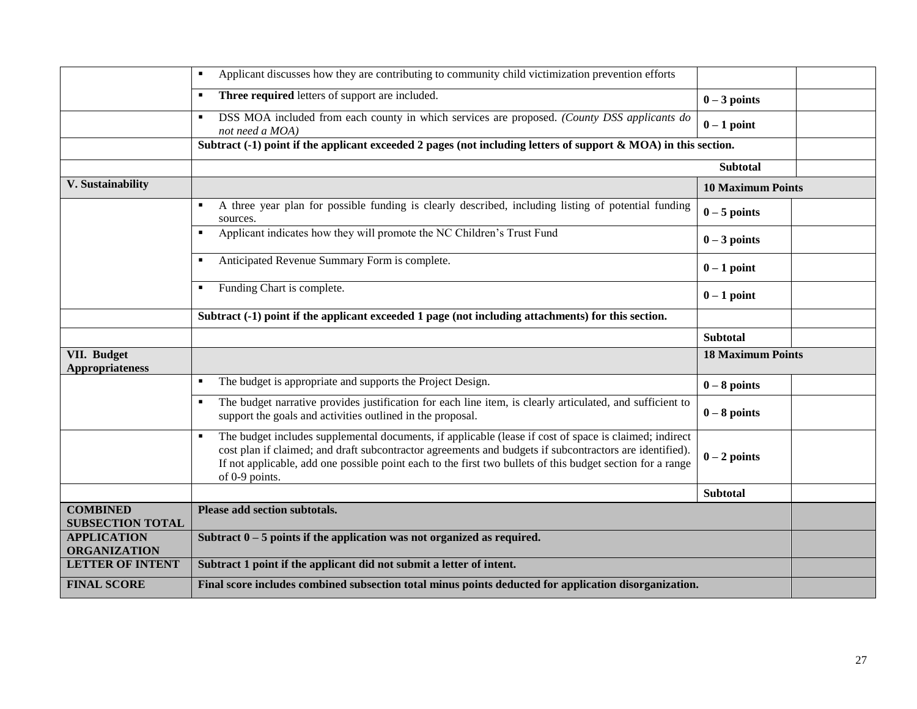| | | | |
|---|---|---|---|
| | ▪ Applicant discusses how they are contributing to community child victimization prevention efforts | | |
| | ▪ **Three required** letters of support are included. | **0 – 3 points** | |
| | ▪ DSS MOA included from each county in which services are proposed. *(County DSS applicants do not need a MOA)* | **0 – 1 point** | |
| | **Subtract (-1) point if the applicant exceeded 2 pages (not including letters of support & MOA) in this section.** | | |
| | | **Subtotal** | |
| **V. Sustainability** | | **10 Maximum Points** | |
| | ▪ A three year plan for possible funding is clearly described, including listing of potential funding sources. | **0 – 5 points** | |
| | ▪ Applicant indicates how they will promote the NC Children's Trust Fund | **0 – 3 points** | |
| | ▪ Anticipated Revenue Summary Form is complete. | **0 – 1 point** | |
| | ▪ Funding Chart is complete. | **0 – 1 point** | |
| | **Subtract (-1) point if the applicant exceeded 1 page (not including attachments) for this section.** | | |
| | | **Subtotal** | |
| **VII. Budget Appropriateness** | | **18 Maximum Points** | |
| | ▪ The budget is appropriate and supports the Project Design. | **0 – 8 points** | |
| | ▪ The budget narrative provides justification for each line item, is clearly articulated, and sufficient to support the goals and activities outlined in the proposal. | **0 – 8 points** | |
| | ▪ The budget includes supplemental documents, if applicable (lease if cost of space is claimed; indirect cost plan if claimed; and draft subcontractor agreements and budgets if subcontractors are identified). If not applicable, add one possible point each to the first two bullets of this budget section for a range of 0-9 points. | **0 – 2 points** | |
| | | **Subtotal** | |
| **COMBINED SUBSECTION TOTAL** | **Please add section subtotals.** | | |
| **APPLICATION ORGANIZATION** | **Subtract 0 – 5 points if the application was not organized as required.** | | |
| **LETTER OF INTENT** | **Subtract 1 point if the applicant did not submit a letter of intent.** | | |
| **FINAL SCORE** | **Final score includes combined subsection total minus points deducted for application disorganization.** | | |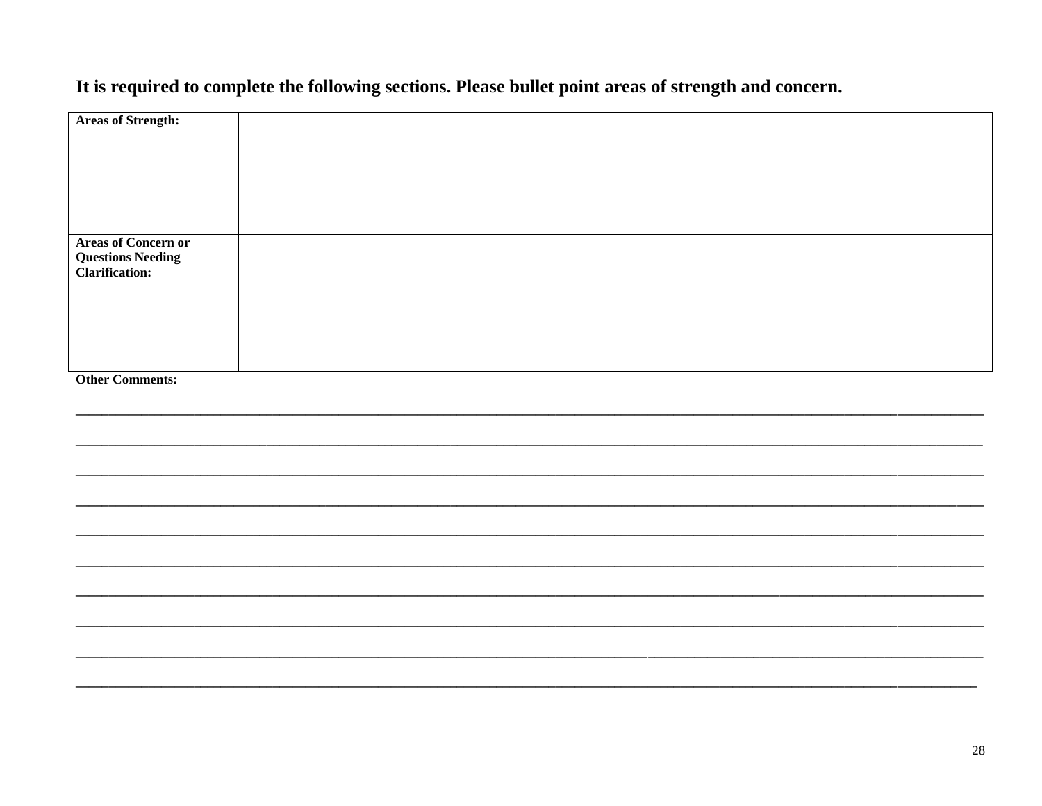**It is required to complete the following sections. Please bullet point areas of strength and concern.**

| **Areas of Strength:** | |
|---|---|
| **Areas of Concern or Questions Needing Clarification:** | |

**Other Comments:**

______________________________________________________________________________________________________

______________________________________________________________________________________________________

______________________________________________________________________________________________________

______________________________________________________________________________________________________

______________________________________________________________________________________________________

______________________________________________________________________________________________________

______________________________________________________________________________________________________

______________________________________________________________________________________________________

______________________________________________________________________________________________________

______________________________________________________________________________________________________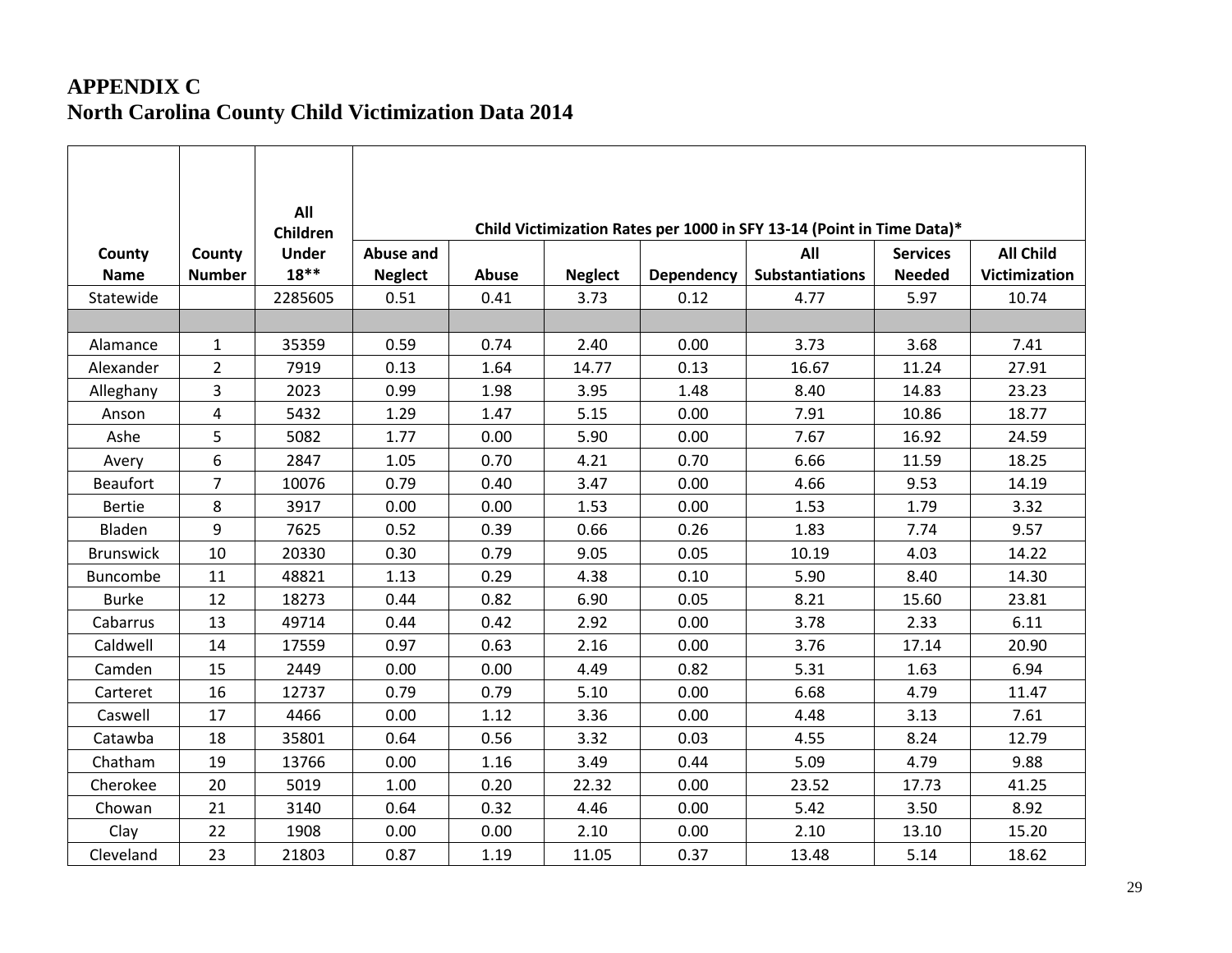# APPENDIX C
## North Carolina County Child Victimization Data 2014

| County Name | County Number | All Children Under 18** | Child Victimization Rates per 1000 in SFY 13-14 (Point in Time Data)* | | | | | | |
|---|---|---|---|---|---|---|---|---|---|
| | | | Abuse and Neglect | Abuse | Neglect | Dependency | All Substantiations | Services Needed | All Child Victimization |
| Statewide | | 2285605 | 0.51 | 0.41 | 3.73 | 0.12 | 4.77 | 5.97 | 10.74 |
| | | | | | | | | | |
| Alamance | 1 | 35359 | 0.59 | 0.74 | 2.40 | 0.00 | 3.73 | 3.68 | 7.41 |
| Alexander | 2 | 7919 | 0.13 | 1.64 | 14.77 | 0.13 | 16.67 | 11.24 | 27.91 |
| Alleghany | 3 | 2023 | 0.99 | 1.98 | 3.95 | 1.48 | 8.40 | 14.83 | 23.23 |
| Anson | 4 | 5432 | 1.29 | 1.47 | 5.15 | 0.00 | 7.91 | 10.86 | 18.77 |
| Ashe | 5 | 5082 | 1.77 | 0.00 | 5.90 | 0.00 | 7.67 | 16.92 | 24.59 |
| Avery | 6 | 2847 | 1.05 | 0.70 | 4.21 | 0.70 | 6.66 | 11.59 | 18.25 |
| Beaufort | 7 | 10076 | 0.79 | 0.40 | 3.47 | 0.00 | 4.66 | 9.53 | 14.19 |
| Bertie | 8 | 3917 | 0.00 | 0.00 | 1.53 | 0.00 | 1.53 | 1.79 | 3.32 |
| Bladen | 9 | 7625 | 0.52 | 0.39 | 0.66 | 0.26 | 1.83 | 7.74 | 9.57 |
| Brunswick | 10 | 20330 | 0.30 | 0.79 | 9.05 | 0.05 | 10.19 | 4.03 | 14.22 |
| Buncombe | 11 | 48821 | 1.13 | 0.29 | 4.38 | 0.10 | 5.90 | 8.40 | 14.30 |
| Burke | 12 | 18273 | 0.44 | 0.82 | 6.90 | 0.05 | 8.21 | 15.60 | 23.81 |
| Cabarrus | 13 | 49714 | 0.44 | 0.42 | 2.92 | 0.00 | 3.78 | 2.33 | 6.11 |
| Caldwell | 14 | 17559 | 0.97 | 0.63 | 2.16 | 0.00 | 3.76 | 17.14 | 20.90 |
| Camden | 15 | 2449 | 0.00 | 0.00 | 4.49 | 0.82 | 5.31 | 1.63 | 6.94 |
| Carteret | 16 | 12737 | 0.79 | 0.79 | 5.10 | 0.00 | 6.68 | 4.79 | 11.47 |
| Caswell | 17 | 4466 | 0.00 | 1.12 | 3.36 | 0.00 | 4.48 | 3.13 | 7.61 |
| Catawba | 18 | 35801 | 0.64 | 0.56 | 3.32 | 0.03 | 4.55 | 8.24 | 12.79 |
| Chatham | 19 | 13766 | 0.00 | 1.16 | 3.49 | 0.44 | 5.09 | 4.79 | 9.88 |
| Cherokee | 20 | 5019 | 1.00 | 0.20 | 22.32 | 0.00 | 23.52 | 17.73 | 41.25 |
| Chowan | 21 | 3140 | 0.64 | 0.32 | 4.46 | 0.00 | 5.42 | 3.50 | 8.92 |
| Clay | 22 | 1908 | 0.00 | 0.00 | 2.10 | 0.00 | 2.10 | 13.10 | 15.20 |
| Cleveland | 23 | 21803 | 0.87 | 1.19 | 11.05 | 0.37 | 13.48 | 5.14 | 18.62 |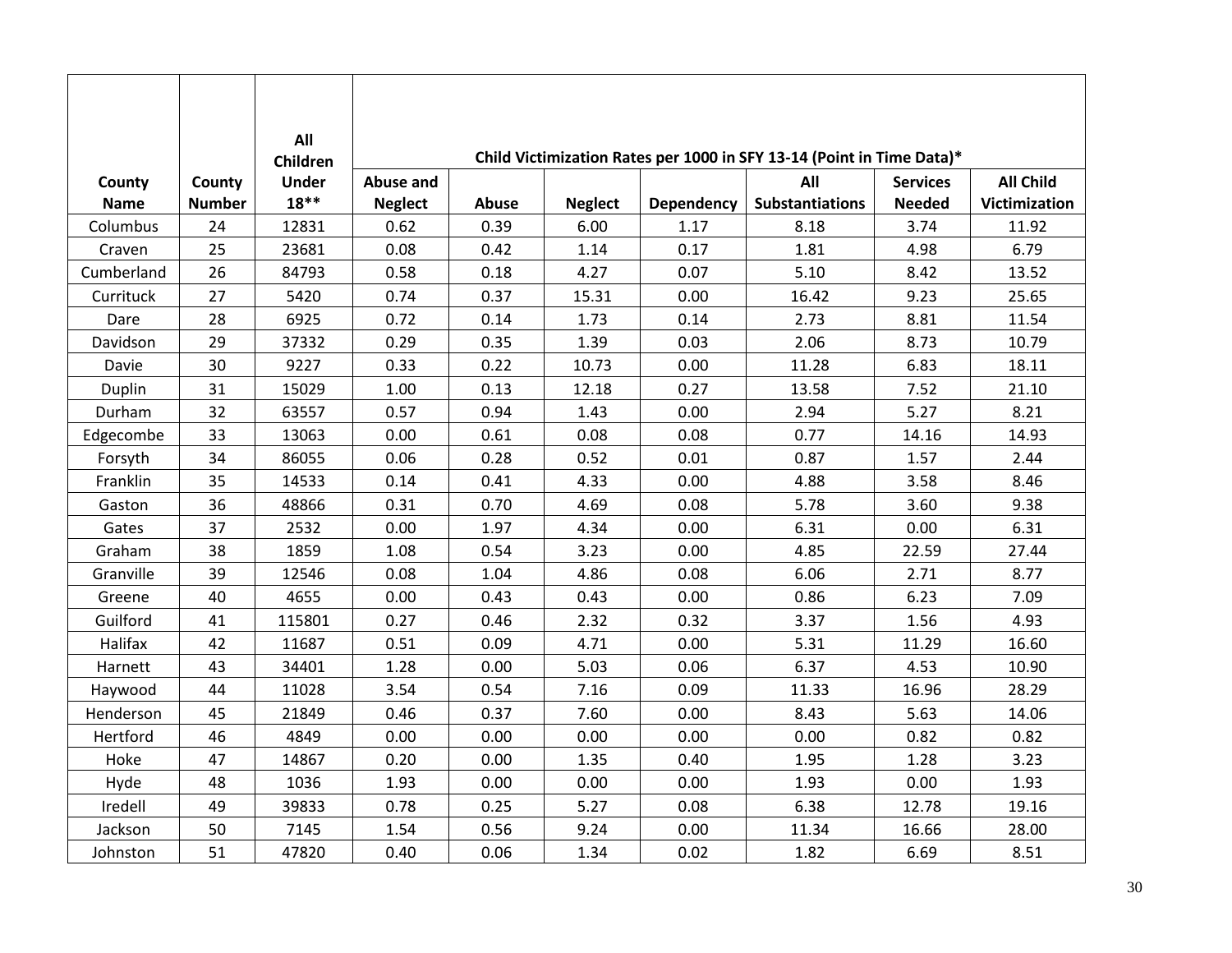| County Name | County Number | All Children Under 18** | Child Victimization Rates per 1000 in SFY 13-14 (Point in Time Data)* | | | | | | |
|---|---|---|---|---|---|---|---|---|---|
| | | | Abuse and Neglect | Abuse | Neglect | Dependency | All Substantiations | Services Needed | All Child Victimization |
| Columbus | 24 | 12831 | 0.62 | 0.39 | 6.00 | 1.17 | 8.18 | 3.74 | 11.92 |
| Craven | 25 | 23681 | 0.08 | 0.42 | 1.14 | 0.17 | 1.81 | 4.98 | 6.79 |
| Cumberland | 26 | 84793 | 0.58 | 0.18 | 4.27 | 0.07 | 5.10 | 8.42 | 13.52 |
| Currituck | 27 | 5420 | 0.74 | 0.37 | 15.31 | 0.00 | 16.42 | 9.23 | 25.65 |
| Dare | 28 | 6925 | 0.72 | 0.14 | 1.73 | 0.14 | 2.73 | 8.81 | 11.54 |
| Davidson | 29 | 37332 | 0.29 | 0.35 | 1.39 | 0.03 | 2.06 | 8.73 | 10.79 |
| Davie | 30 | 9227 | 0.33 | 0.22 | 10.73 | 0.00 | 11.28 | 6.83 | 18.11 |
| Duplin | 31 | 15029 | 1.00 | 0.13 | 12.18 | 0.27 | 13.58 | 7.52 | 21.10 |
| Durham | 32 | 63557 | 0.57 | 0.94 | 1.43 | 0.00 | 2.94 | 5.27 | 8.21 |
| Edgecombe | 33 | 13063 | 0.00 | 0.61 | 0.08 | 0.08 | 0.77 | 14.16 | 14.93 |
| Forsyth | 34 | 86055 | 0.06 | 0.28 | 0.52 | 0.01 | 0.87 | 1.57 | 2.44 |
| Franklin | 35 | 14533 | 0.14 | 0.41 | 4.33 | 0.00 | 4.88 | 3.58 | 8.46 |
| Gaston | 36 | 48866 | 0.31 | 0.70 | 4.69 | 0.08 | 5.78 | 3.60 | 9.38 |
| Gates | 37 | 2532 | 0.00 | 1.97 | 4.34 | 0.00 | 6.31 | 0.00 | 6.31 |
| Graham | 38 | 1859 | 1.08 | 0.54 | 3.23 | 0.00 | 4.85 | 22.59 | 27.44 |
| Granville | 39 | 12546 | 0.08 | 1.04 | 4.86 | 0.08 | 6.06 | 2.71 | 8.77 |
| Greene | 40 | 4655 | 0.00 | 0.43 | 0.43 | 0.00 | 0.86 | 6.23 | 7.09 |
| Guilford | 41 | 115801 | 0.27 | 0.46 | 2.32 | 0.32 | 3.37 | 1.56 | 4.93 |
| Halifax | 42 | 11687 | 0.51 | 0.09 | 4.71 | 0.00 | 5.31 | 11.29 | 16.60 |
| Harnett | 43 | 34401 | 1.28 | 0.00 | 5.03 | 0.06 | 6.37 | 4.53 | 10.90 |
| Haywood | 44 | 11028 | 3.54 | 0.54 | 7.16 | 0.09 | 11.33 | 16.96 | 28.29 |
| Henderson | 45 | 21849 | 0.46 | 0.37 | 7.60 | 0.00 | 8.43 | 5.63 | 14.06 |
| Hertford | 46 | 4849 | 0.00 | 0.00 | 0.00 | 0.00 | 0.00 | 0.82 | 0.82 |
| Hoke | 47 | 14867 | 0.20 | 0.00 | 1.35 | 0.40 | 1.95 | 1.28 | 3.23 |
| Hyde | 48 | 1036 | 1.93 | 0.00 | 0.00 | 0.00 | 1.93 | 0.00 | 1.93 |
| Iredell | 49 | 39833 | 0.78 | 0.25 | 5.27 | 0.08 | 6.38 | 12.78 | 19.16 |
| Jackson | 50 | 7145 | 1.54 | 0.56 | 9.24 | 0.00 | 11.34 | 16.66 | 28.00 |
| Johnston | 51 | 47820 | 0.40 | 0.06 | 1.34 | 0.02 | 1.82 | 6.69 | 8.51 |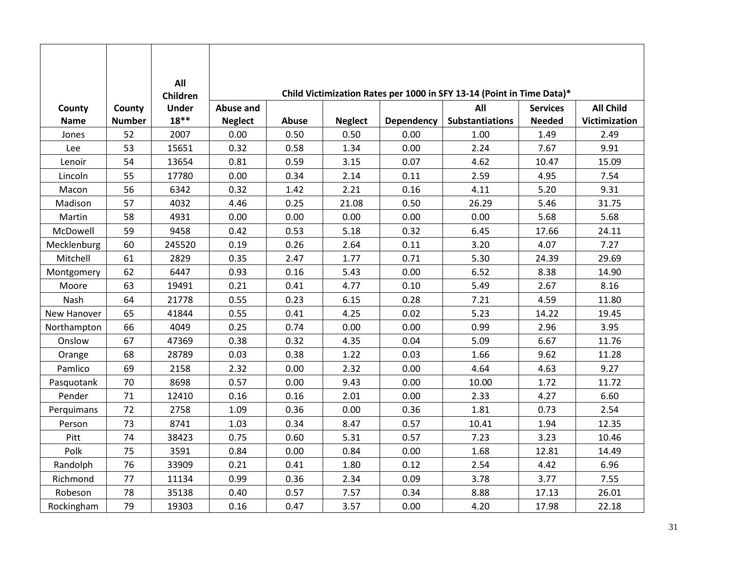| County Name | County Number | All Children Under 18** | Child Victimization Rates per 1000 in SFY 13-14 (Point in Time Data)* | | | | | | |
|---|---|---|---|---|---|---|---|---|---|
| | | | Abuse and Neglect | Abuse | Neglect | Dependency | All Substantiations | Services Needed | All Child Victimization |
| Jones | 52 | 2007 | 0.00 | 0.50 | 0.50 | 0.00 | 1.00 | 1.49 | 2.49 |
| Lee | 53 | 15651 | 0.32 | 0.58 | 1.34 | 0.00 | 2.24 | 7.67 | 9.91 |
| Lenoir | 54 | 13654 | 0.81 | 0.59 | 3.15 | 0.07 | 4.62 | 10.47 | 15.09 |
| Lincoln | 55 | 17780 | 0.00 | 0.34 | 2.14 | 0.11 | 2.59 | 4.95 | 7.54 |
| Macon | 56 | 6342 | 0.32 | 1.42 | 2.21 | 0.16 | 4.11 | 5.20 | 9.31 |
| Madison | 57 | 4032 | 4.46 | 0.25 | 21.08 | 0.50 | 26.29 | 5.46 | 31.75 |
| Martin | 58 | 4931 | 0.00 | 0.00 | 0.00 | 0.00 | 0.00 | 5.68 | 5.68 |
| McDowell | 59 | 9458 | 0.42 | 0.53 | 5.18 | 0.32 | 6.45 | 17.66 | 24.11 |
| Mecklenburg | 60 | 245520 | 0.19 | 0.26 | 2.64 | 0.11 | 3.20 | 4.07 | 7.27 |
| Mitchell | 61 | 2829 | 0.35 | 2.47 | 1.77 | 0.71 | 5.30 | 24.39 | 29.69 |
| Montgomery | 62 | 6447 | 0.93 | 0.16 | 5.43 | 0.00 | 6.52 | 8.38 | 14.90 |
| Moore | 63 | 19491 | 0.21 | 0.41 | 4.77 | 0.10 | 5.49 | 2.67 | 8.16 |
| Nash | 64 | 21778 | 0.55 | 0.23 | 6.15 | 0.28 | 7.21 | 4.59 | 11.80 |
| New Hanover | 65 | 41844 | 0.55 | 0.41 | 4.25 | 0.02 | 5.23 | 14.22 | 19.45 |
| Northampton | 66 | 4049 | 0.25 | 0.74 | 0.00 | 0.00 | 0.99 | 2.96 | 3.95 |
| Onslow | 67 | 47369 | 0.38 | 0.32 | 4.35 | 0.04 | 5.09 | 6.67 | 11.76 |
| Orange | 68 | 28789 | 0.03 | 0.38 | 1.22 | 0.03 | 1.66 | 9.62 | 11.28 |
| Pamlico | 69 | 2158 | 2.32 | 0.00 | 2.32 | 0.00 | 4.64 | 4.63 | 9.27 |
| Pasquotank | 70 | 8698 | 0.57 | 0.00 | 9.43 | 0.00 | 10.00 | 1.72 | 11.72 |
| Pender | 71 | 12410 | 0.16 | 0.16 | 2.01 | 0.00 | 2.33 | 4.27 | 6.60 |
| Perquimans | 72 | 2758 | 1.09 | 0.36 | 0.00 | 0.36 | 1.81 | 0.73 | 2.54 |
| Person | 73 | 8741 | 1.03 | 0.34 | 8.47 | 0.57 | 10.41 | 1.94 | 12.35 |
| Pitt | 74 | 38423 | 0.75 | 0.60 | 5.31 | 0.57 | 7.23 | 3.23 | 10.46 |
| Polk | 75 | 3591 | 0.84 | 0.00 | 0.84 | 0.00 | 1.68 | 12.81 | 14.49 |
| Randolph | 76 | 33909 | 0.21 | 0.41 | 1.80 | 0.12 | 2.54 | 4.42 | 6.96 |
| Richmond | 77 | 11134 | 0.99 | 0.36 | 2.34 | 0.09 | 3.78 | 3.77 | 7.55 |
| Robeson | 78 | 35138 | 0.40 | 0.57 | 7.57 | 0.34 | 8.88 | 17.13 | 26.01 |
| Rockingham | 79 | 19303 | 0.16 | 0.47 | 3.57 | 0.00 | 4.20 | 17.98 | 22.18 |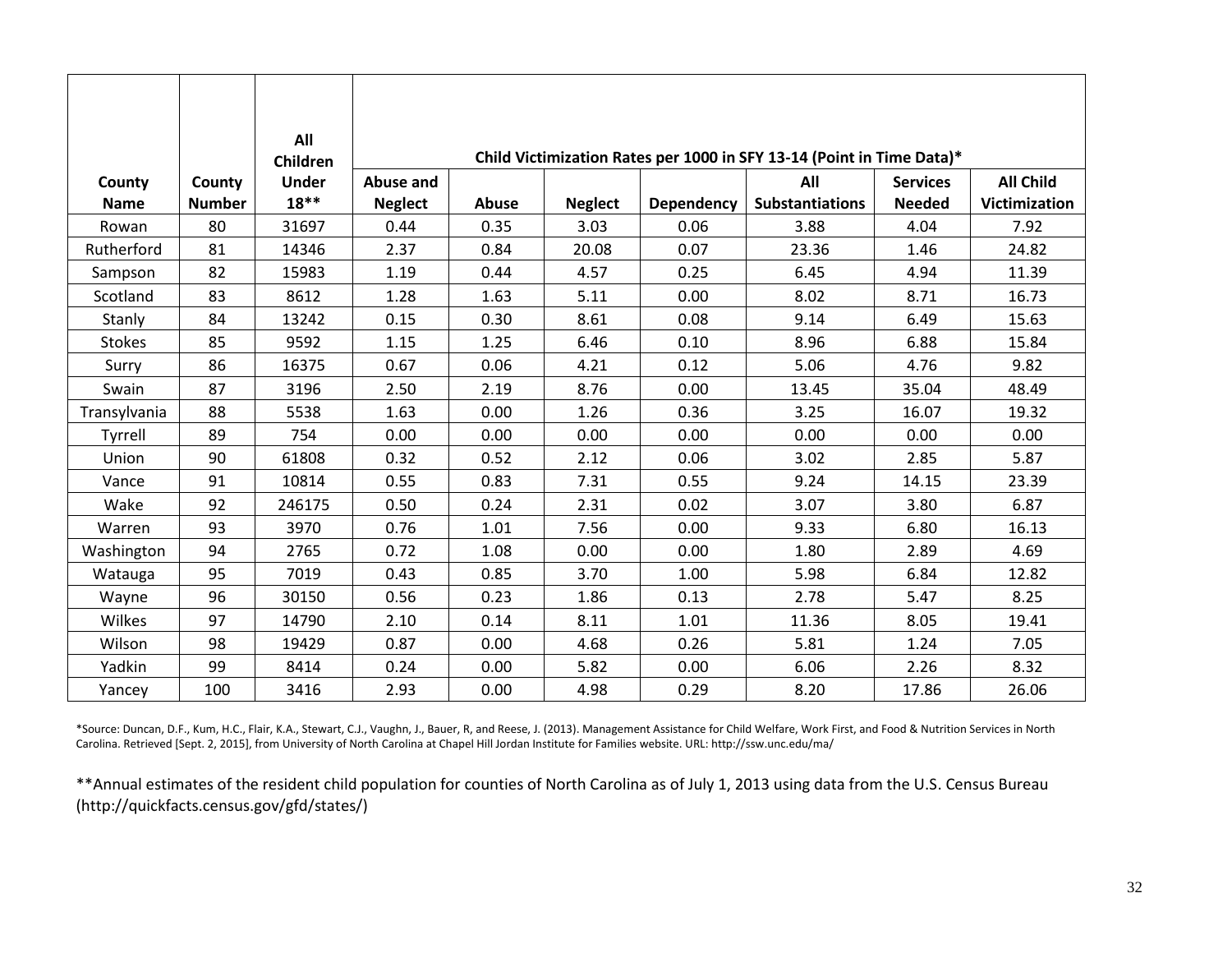| County Name | County Number | All Children Under 18** | Child Victimization Rates per 1000 in SFY 13-14 (Point in Time Data)* | | | | | | |
|---|---|---|---|---|---|---|---|---|---|
| | | | Abuse and Neglect | Abuse | Neglect | Dependency | All Substantiations | Services Needed | All Child Victimization |
| Rowan | 80 | 31697 | 0.44 | 0.35 | 3.03 | 0.06 | 3.88 | 4.04 | 7.92 |
| Rutherford | 81 | 14346 | 2.37 | 0.84 | 20.08 | 0.07 | 23.36 | 1.46 | 24.82 |
| Sampson | 82 | 15983 | 1.19 | 0.44 | 4.57 | 0.25 | 6.45 | 4.94 | 11.39 |
| Scotland | 83 | 8612 | 1.28 | 1.63 | 5.11 | 0.00 | 8.02 | 8.71 | 16.73 |
| Stanly | 84 | 13242 | 0.15 | 0.30 | 8.61 | 0.08 | 9.14 | 6.49 | 15.63 |
| Stokes | 85 | 9592 | 1.15 | 1.25 | 6.46 | 0.10 | 8.96 | 6.88 | 15.84 |
| Surry | 86 | 16375 | 0.67 | 0.06 | 4.21 | 0.12 | 5.06 | 4.76 | 9.82 |
| Swain | 87 | 3196 | 2.50 | 2.19 | 8.76 | 0.00 | 13.45 | 35.04 | 48.49 |
| Transylvania | 88 | 5538 | 1.63 | 0.00 | 1.26 | 0.36 | 3.25 | 16.07 | 19.32 |
| Tyrrell | 89 | 754 | 0.00 | 0.00 | 0.00 | 0.00 | 0.00 | 0.00 | 0.00 |
| Union | 90 | 61808 | 0.32 | 0.52 | 2.12 | 0.06 | 3.02 | 2.85 | 5.87 |
| Vance | 91 | 10814 | 0.55 | 0.83 | 7.31 | 0.55 | 9.24 | 14.15 | 23.39 |
| Wake | 92 | 246175 | 0.50 | 0.24 | 2.31 | 0.02 | 3.07 | 3.80 | 6.87 |
| Warren | 93 | 3970 | 0.76 | 1.01 | 7.56 | 0.00 | 9.33 | 6.80 | 16.13 |
| Washington | 94 | 2765 | 0.72 | 1.08 | 0.00 | 0.00 | 1.80 | 2.89 | 4.69 |
| Watauga | 95 | 7019 | 0.43 | 0.85 | 3.70 | 1.00 | 5.98 | 6.84 | 12.82 |
| Wayne | 96 | 30150 | 0.56 | 0.23 | 1.86 | 0.13 | 2.78 | 5.47 | 8.25 |
| Wilkes | 97 | 14790 | 2.10 | 0.14 | 8.11 | 1.01 | 11.36 | 8.05 | 19.41 |
| Wilson | 98 | 19429 | 0.87 | 0.00 | 4.68 | 0.26 | 5.81 | 1.24 | 7.05 |
| Yadkin | 99 | 8414 | 0.24 | 0.00 | 5.82 | 0.00 | 6.06 | 2.26 | 8.32 |
| Yancey | 100 | 3416 | 2.93 | 0.00 | 4.98 | 0.29 | 8.20 | 17.86 | 26.06 |

*Source: Duncan, D.F., Kum, H.C., Flair, K.A., Stewart, C.J., Vaughn, J., Bauer, R, and Reese, J. (2013). Management Assistance for Child Welfare, Work First, and Food & Nutrition Services in North Carolina. Retrieved [Sept. 2, 2015], from University of North Carolina at Chapel Hill Jordan Institute for Families website. URL: http://ssw.unc.edu/ma/

**Annual estimates of the resident child population for counties of North Carolina as of July 1, 2013 using data from the U.S. Census Bureau (http://quickfacts.census.gov/gfd/states/)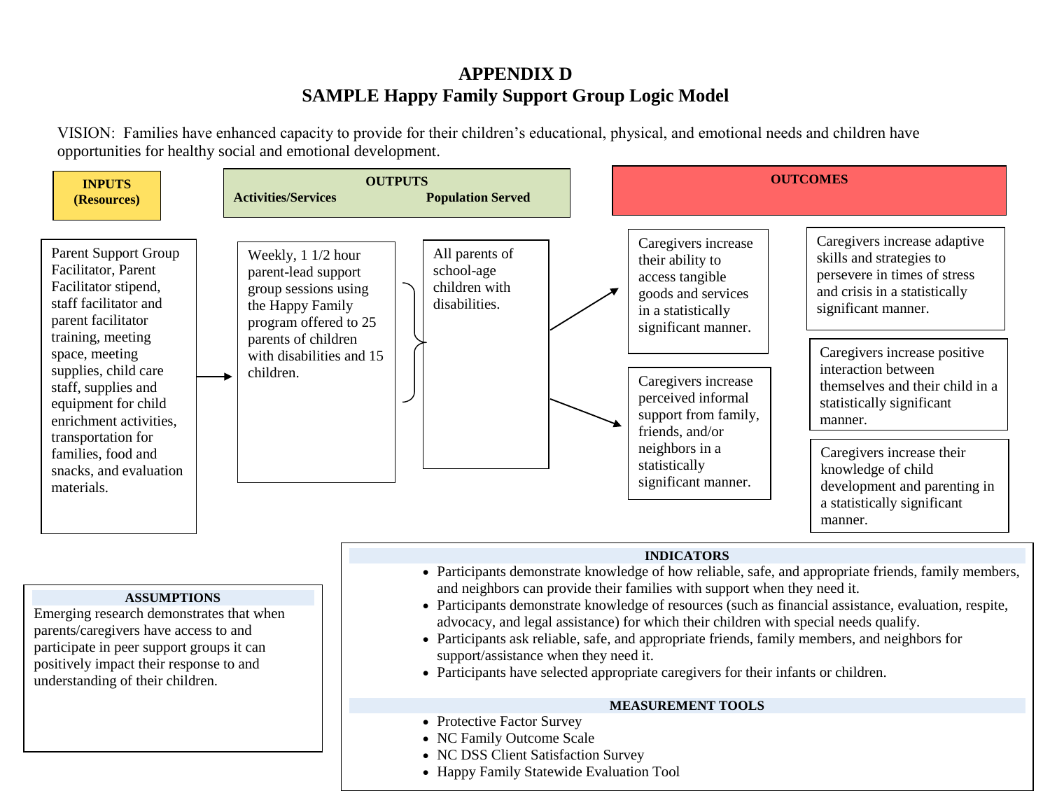# APPENDIX D
## SAMPLE Happy Family Support Group Logic Model

VISION: Families have enhanced capacity to provide for their children's educational, physical, and emotional needs and children have opportunities for healthy social and emotional development.

| INPUTS (Resources) | OUTPUTS: Activities/Services | OUTPUTS: Population Served | OUTCOMES | |
|---|---|---|---|---|
| Parent Support Group Facilitator, Parent Facilitator stipend, staff facilitator and parent facilitator training, meeting space, meeting supplies, child care staff, supplies and equipment for child enrichment activities, transportation for families, food and snacks, and evaluation materials. | Weekly, 1 1/2 hour parent-lead support group sessions using the Happy Family program offered to 25 parents of children with disabilities and 15 children. | All parents of school-age children with disabilities. | Caregivers increase their ability to access tangible goods and services in a statistically significant manner. | Caregivers increase adaptive skills and strategies to persevere in times of stress and crisis in a statistically significant manner. |
| | | | Caregivers increase perceived informal support from family, friends, and/or neighbors in a statistically significant manner. | Caregivers increase positive interaction between themselves and their child in a statistically significant manner. |
| | | | | Caregivers increase their knowledge of child development and parenting in a statistically significant manner. |

**ASSUMPTIONS**

Emerging research demonstrates that when parents/caregivers have access to and participate in peer support groups it can positively impact their response to and understanding of their children.

**INDICATORS**

- Participants demonstrate knowledge of how reliable, safe, and appropriate friends, family members, and neighbors can provide their families with support when they need it.
- Participants demonstrate knowledge of resources (such as financial assistance, evaluation, respite, advocacy, and legal assistance) for which their children with special needs qualify.
- Participants ask reliable, safe, and appropriate friends, family members, and neighbors for support/assistance when they need it.
- Participants have selected appropriate caregivers for their infants or children.

**MEASUREMENT TOOLS**

- Protective Factor Survey
- NC Family Outcome Scale
- NC DSS Client Satisfaction Survey
- Happy Family Statewide Evaluation Tool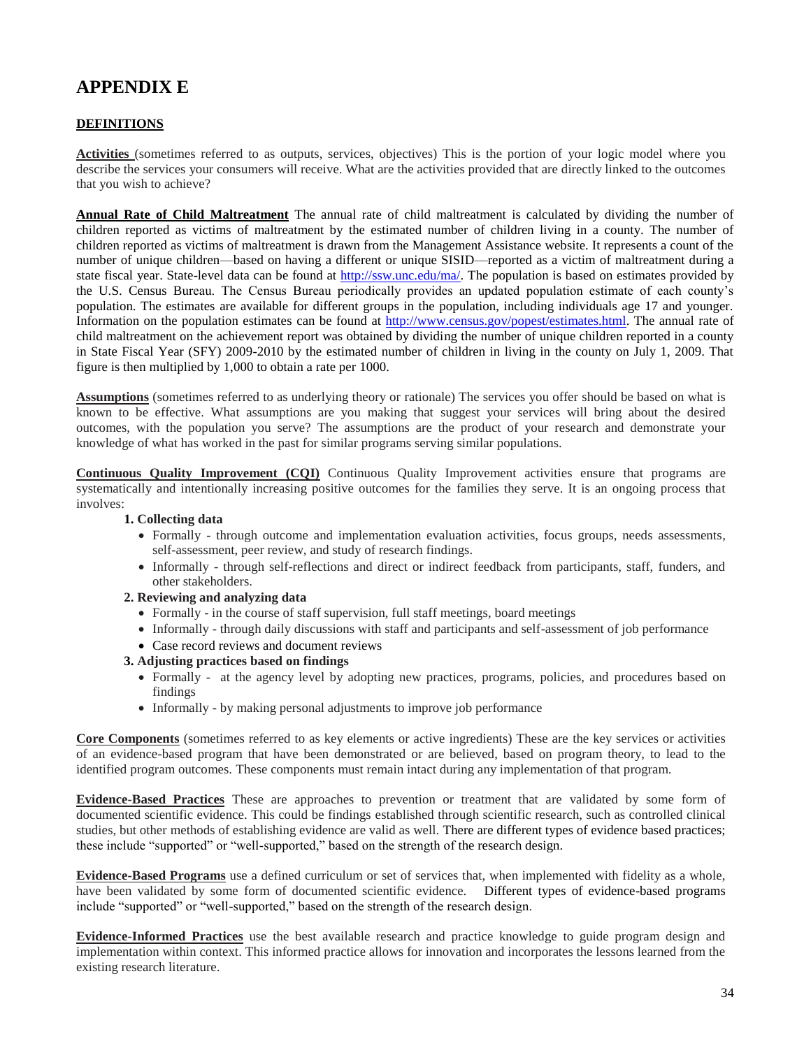# APPENDIX E

**DEFINITIONS**

**Activities** (sometimes referred to as outputs, services, objectives) This is the portion of your logic model where you describe the services your consumers will receive. What are the activities provided that are directly linked to the outcomes that you wish to achieve?

**Annual Rate of Child Maltreatment** The annual rate of child maltreatment is calculated by dividing the number of children reported as victims of maltreatment by the estimated number of children living in a county. The number of children reported as victims of maltreatment is drawn from the Management Assistance website. It represents a count of the number of unique children—based on having a different or unique SISID—reported as a victim of maltreatment during a state fiscal year. State-level data can be found at http://ssw.unc.edu/ma/. The population is based on estimates provided by the U.S. Census Bureau. The Census Bureau periodically provides an updated population estimate of each county's population. The estimates are available for different groups in the population, including individuals age 17 and younger. Information on the population estimates can be found at http://www.census.gov/popest/estimates.html. The annual rate of child maltreatment on the achievement report was obtained by dividing the number of unique children reported in a county in State Fiscal Year (SFY) 2009-2010 by the estimated number of children in living in the county on July 1, 2009. That figure is then multiplied by 1,000 to obtain a rate per 1000.

**Assumptions** (sometimes referred to as underlying theory or rationale) The services you offer should be based on what is known to be effective. What assumptions are you making that suggest your services will bring about the desired outcomes, with the population you serve? The assumptions are the product of your research and demonstrate your knowledge of what has worked in the past for similar programs serving similar populations.

**Continuous Quality Improvement (CQI)** Continuous Quality Improvement activities ensure that programs are systematically and intentionally increasing positive outcomes for the families they serve. It is an ongoing process that involves:

1. **Collecting data**
   - Formally - through outcome and implementation evaluation activities, focus groups, needs assessments, self-assessment, peer review, and study of research findings.
   - Informally - through self-reflections and direct or indirect feedback from participants, staff, funders, and other stakeholders.
2. **Reviewing and analyzing data**
   - Formally - in the course of staff supervision, full staff meetings, board meetings
   - Informally - through daily discussions with staff and participants and self-assessment of job performance
   - Case record reviews and document reviews
3. **Adjusting practices based on findings**
   - Formally - at the agency level by adopting new practices, programs, policies, and procedures based on findings
   - Informally - by making personal adjustments to improve job performance

**Core Components** (sometimes referred to as key elements or active ingredients) These are the key services or activities of an evidence-based program that have been demonstrated or are believed, based on program theory, to lead to the identified program outcomes. These components must remain intact during any implementation of that program.

**Evidence-Based Practices** These are approaches to prevention or treatment that are validated by some form of documented scientific evidence. This could be findings established through scientific research, such as controlled clinical studies, but other methods of establishing evidence are valid as well. There are different types of evidence based practices; these include "supported" or "well-supported," based on the strength of the research design.

**Evidence-Based Programs** use a defined curriculum or set of services that, when implemented with fidelity as a whole, have been validated by some form of documented scientific evidence. Different types of evidence-based programs include "supported" or "well-supported," based on the strength of the research design.

**Evidence-Informed Practices** use the best available research and practice knowledge to guide program design and implementation within context. This informed practice allows for innovation and incorporates the lessons learned from the existing research literature.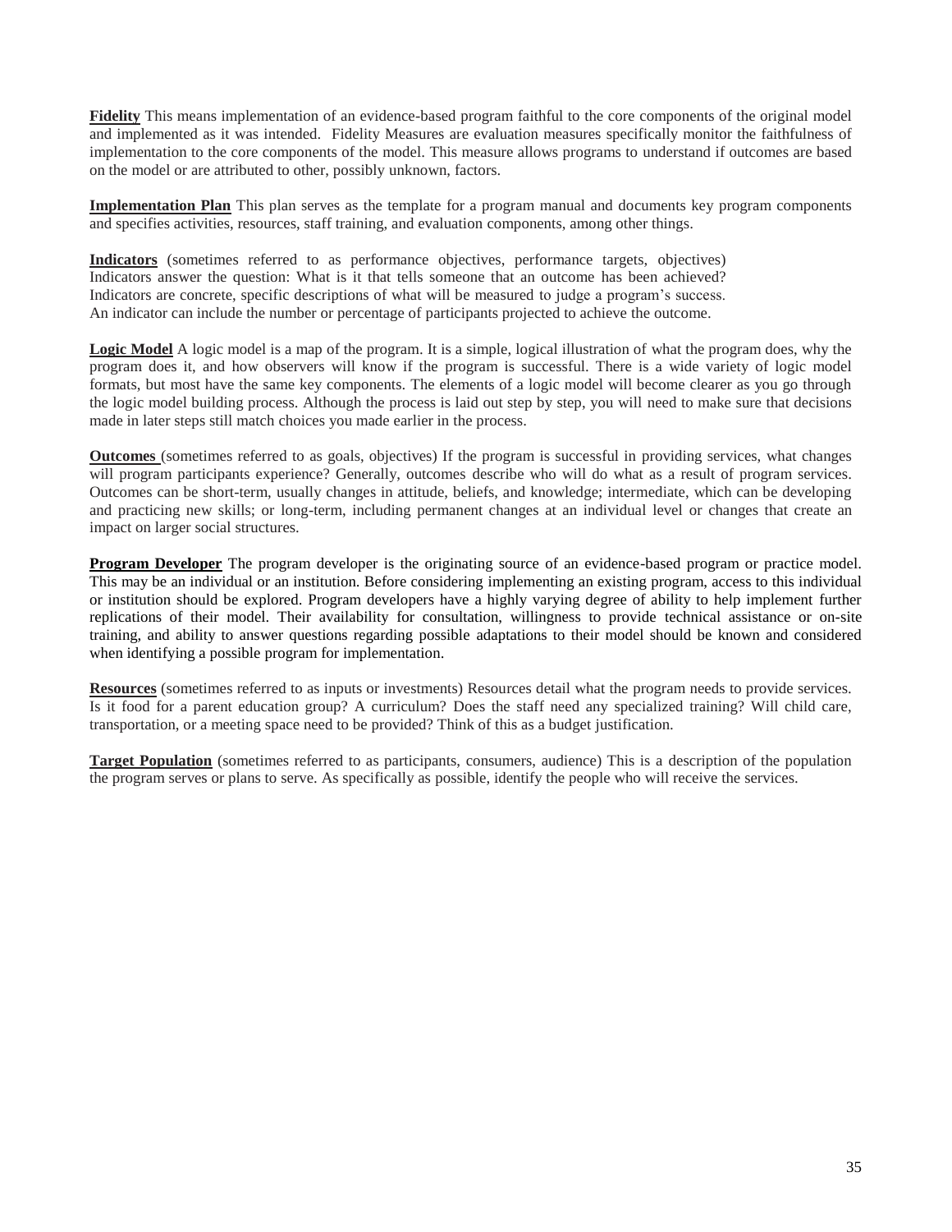**Fidelity** This means implementation of an evidence-based program faithful to the core components of the original model and implemented as it was intended. Fidelity Measures are evaluation measures specifically monitor the faithfulness of implementation to the core components of the model. This measure allows programs to understand if outcomes are based on the model or are attributed to other, possibly unknown, factors.

**Implementation Plan** This plan serves as the template for a program manual and documents key program components and specifies activities, resources, staff training, and evaluation components, among other things.

**Indicators** (sometimes referred to as performance objectives, performance targets, objectives) Indicators answer the question: What is it that tells someone that an outcome has been achieved? Indicators are concrete, specific descriptions of what will be measured to judge a program's success. An indicator can include the number or percentage of participants projected to achieve the outcome.

**Logic Model** A logic model is a map of the program. It is a simple, logical illustration of what the program does, why the program does it, and how observers will know if the program is successful. There is a wide variety of logic model formats, but most have the same key components. The elements of a logic model will become clearer as you go through the logic model building process. Although the process is laid out step by step, you will need to make sure that decisions made in later steps still match choices you made earlier in the process.

**Outcomes** (sometimes referred to as goals, objectives) If the program is successful in providing services, what changes will program participants experience? Generally, outcomes describe who will do what as a result of program services. Outcomes can be short-term, usually changes in attitude, beliefs, and knowledge; intermediate, which can be developing and practicing new skills; or long-term, including permanent changes at an individual level or changes that create an impact on larger social structures.

**Program Developer** The program developer is the originating source of an evidence-based program or practice model. This may be an individual or an institution. Before considering implementing an existing program, access to this individual or institution should be explored. Program developers have a highly varying degree of ability to help implement further replications of their model. Their availability for consultation, willingness to provide technical assistance or on-site training, and ability to answer questions regarding possible adaptations to their model should be known and considered when identifying a possible program for implementation.

**Resources** (sometimes referred to as inputs or investments) Resources detail what the program needs to provide services. Is it food for a parent education group? A curriculum? Does the staff need any specialized training? Will child care, transportation, or a meeting space need to be provided? Think of this as a budget justification.

**Target Population** (sometimes referred to as participants, consumers, audience) This is a description of the population the program serves or plans to serve. As specifically as possible, identify the people who will receive the services.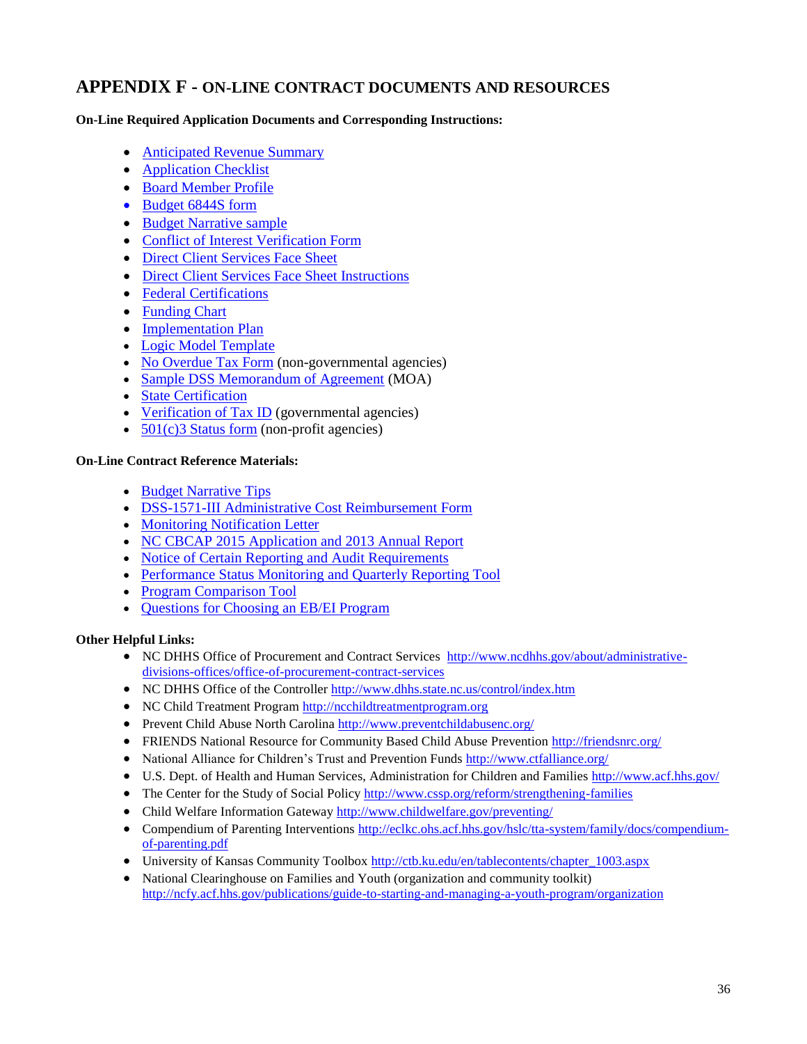# APPENDIX F - ON-LINE CONTRACT DOCUMENTS AND RESOURCES

**On-Line Required Application Documents and Corresponding Instructions:**

- Anticipated Revenue Summary
- Application Checklist
- Board Member Profile
- Budget 6844S form
- Budget Narrative sample
- Conflict of Interest Verification Form
- Direct Client Services Face Sheet
- Direct Client Services Face Sheet Instructions
- Federal Certifications
- Funding Chart
- Implementation Plan
- Logic Model Template
- No Overdue Tax Form (non-governmental agencies)
- Sample DSS Memorandum of Agreement (MOA)
- State Certification
- Verification of Tax ID (governmental agencies)
- 501(c)3 Status form (non-profit agencies)

**On-Line Contract Reference Materials:**

- Budget Narrative Tips
- DSS-1571-III Administrative Cost Reimbursement Form
- Monitoring Notification Letter
- NC CBCAP 2015 Application and 2013 Annual Report
- Notice of Certain Reporting and Audit Requirements
- Performance Status Monitoring and Quarterly Reporting Tool
- Program Comparison Tool
- Questions for Choosing an EB/EI Program

**Other Helpful Links:**

- NC DHHS Office of Procurement and Contract Services http://www.ncdhhs.gov/about/administrative-divisions-offices/office-of-procurement-contract-services
- NC DHHS Office of the Controller http://www.dhhs.state.nc.us/control/index.htm
- NC Child Treatment Program http://ncchildtreatmentprogram.org
- Prevent Child Abuse North Carolina http://www.preventchildabusenc.org/
- FRIENDS National Resource for Community Based Child Abuse Prevention http://friendsnrc.org/
- National Alliance for Children's Trust and Prevention Funds http://www.ctfalliance.org/
- U.S. Dept. of Health and Human Services, Administration for Children and Families http://www.acf.hhs.gov/
- The Center for the Study of Social Policy http://www.cssp.org/reform/strengthening-families
- Child Welfare Information Gateway http://www.childwelfare.gov/preventing/
- Compendium of Parenting Interventions http://eclkc.ohs.acf.hhs.gov/hslc/tta-system/family/docs/compendium-of-parenting.pdf
- University of Kansas Community Toolbox http://ctb.ku.edu/en/tablecontents/chapter_1003.aspx
- National Clearinghouse on Families and Youth (organization and community toolkit) http://ncfy.acf.hhs.gov/publications/guide-to-starting-and-managing-a-youth-program/organization